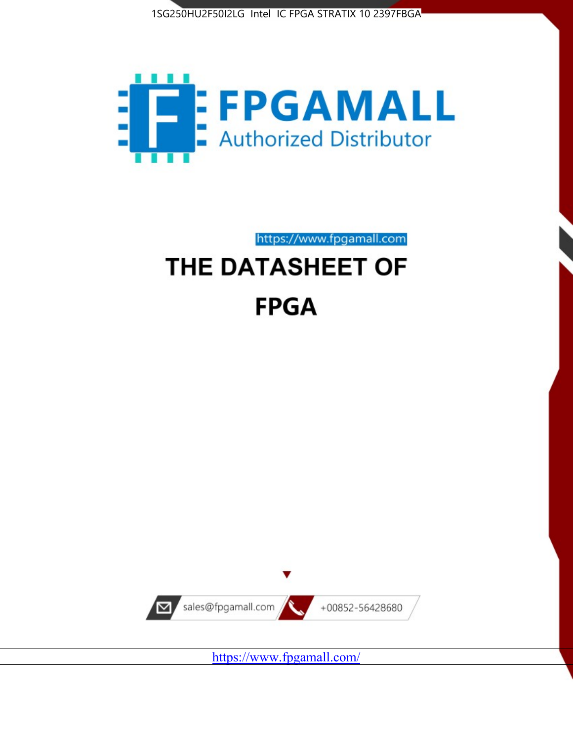1SG250HU2F50I2LG Intel IC FPGA STRATIX 10 2397FBGA

FPGAMALL

Authorized Distributor

https://www.fpgamall.com

# THE DATASHEET OF

# FPGA

sales@fpgamall.com

+00852-56428680

https://www.fpgamall.com/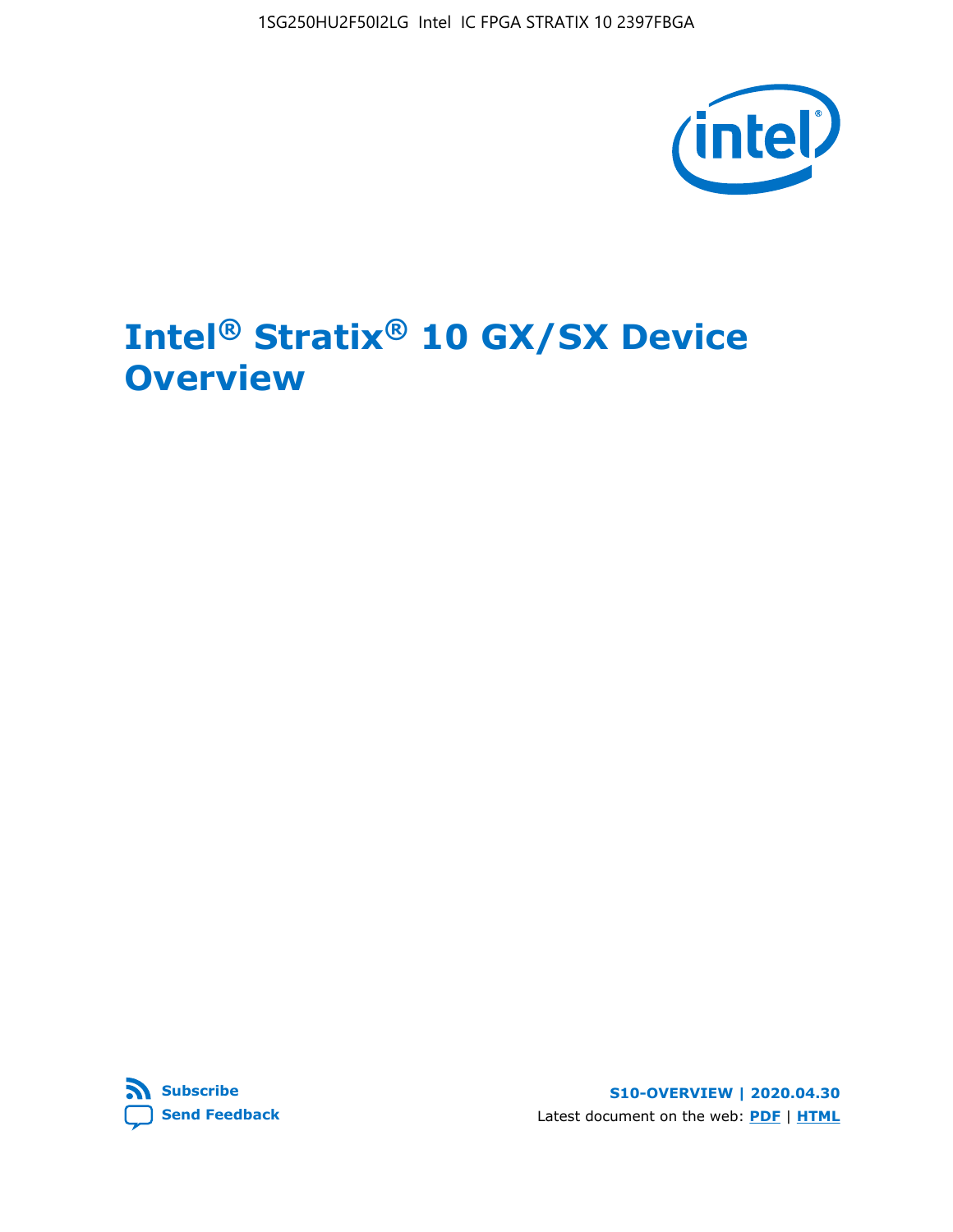# Intel® Stratix® 10 GX/SX Device Overview

**Subscribe**

**Send Feedback**

**S10-OVERVIEW | 2020.04.30**

Latest document on the web: **PDF** | **HTML**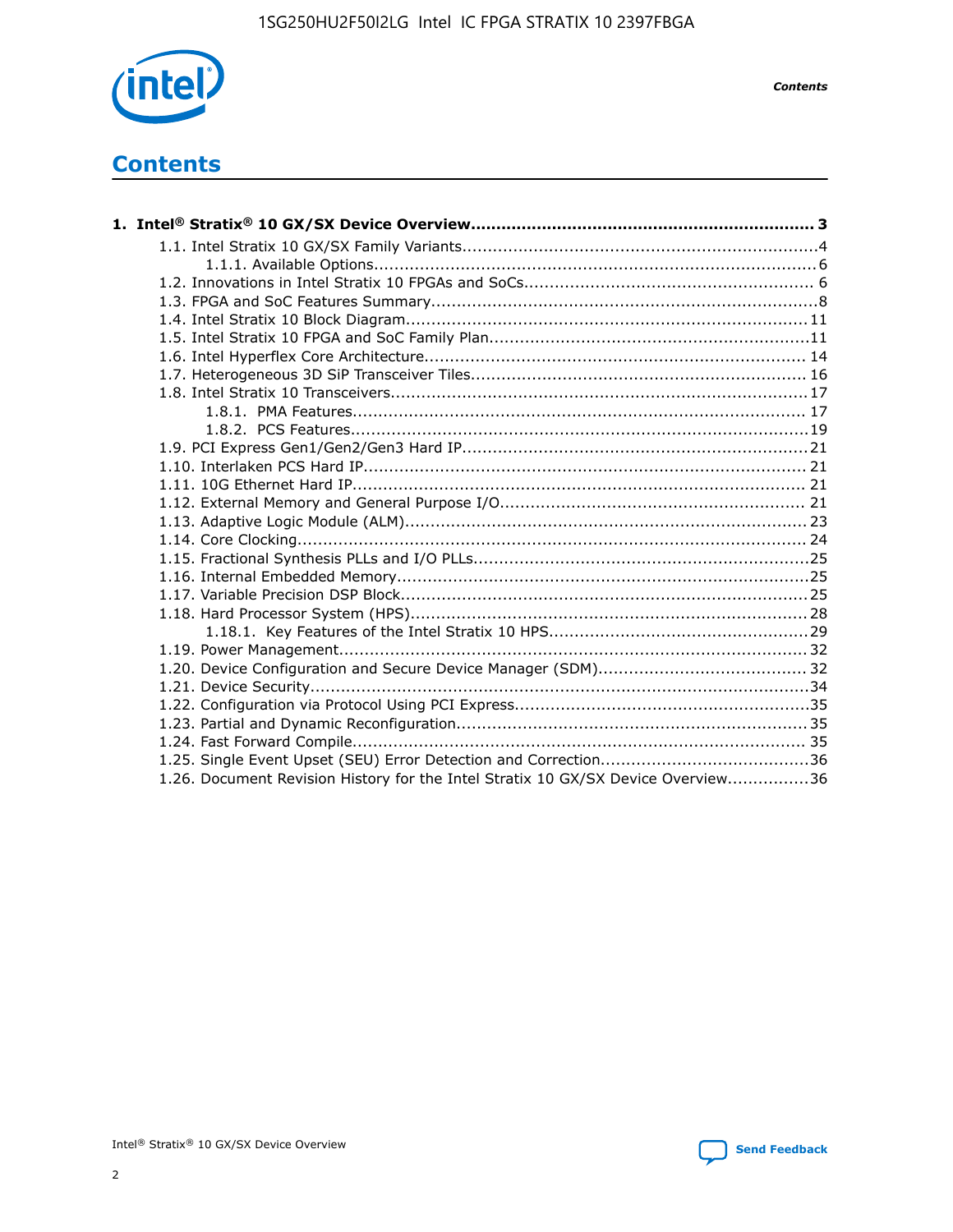# Contents

**1. Intel® Stratix® 10 GX/SX Device Overview.................................................................... 3**

- 1.1. Intel Stratix 10 GX/SX Family Variants.....................................................................4
  - 1.1.1. Available Options.......................................................................................6
- 1.2. Innovations in Intel Stratix 10 FPGAs and SoCs......................................................... 6
- 1.3. FPGA and SoC Features Summary............................................................................8
- 1.4. Intel Stratix 10 Block Diagram............................................................................... 11
- 1.5. Intel Stratix 10 FPGA and SoC Family Plan...............................................................11
- 1.6. Intel Hyperflex Core Architecture........................................................................... 14
- 1.7. Heterogeneous 3D SiP Transceiver Tiles................................................................. 16
- 1.8. Intel Stratix 10 Transceivers................................................................................. 17
  - 1.8.1. PMA Features......................................................................................... 17
  - 1.8.2. PCS Features..........................................................................................19
- 1.9. PCI Express Gen1/Gen2/Gen3 Hard IP...................................................................21
- 1.10. Interlaken PCS Hard IP...................................................................................... 21
- 1.11. 10G Ethernet Hard IP......................................................................................... 21
- 1.12. External Memory and General Purpose I/O............................................................ 21
- 1.13. Adaptive Logic Module (ALM)............................................................................... 23
- 1.14. Core Clocking.................................................................................................... 24
- 1.15. Fractional Synthesis PLLs and I/O PLLs.................................................................25
- 1.16. Internal Embedded Memory.................................................................................25
- 1.17. Variable Precision DSP Block................................................................................25
- 1.18. Hard Processor System (HPS)..............................................................................28
  - 1.18.1. Key Features of the Intel Stratix 10 HPS..................................................29
- 1.19. Power Management........................................................................................... 32
- 1.20. Device Configuration and Secure Device Manager (SDM)......................................... 32
- 1.21. Device Security..................................................................................................34
- 1.22. Configuration via Protocol Using PCI Express..........................................................35
- 1.23. Partial and Dynamic Reconfiguration.................................................................... 35
- 1.24. Fast Forward Compile......................................................................................... 35
- 1.25. Single Event Upset (SEU) Error Detection and Correction.........................................36
- 1.26. Document Revision History for the Intel Stratix 10 GX/SX Device Overview................36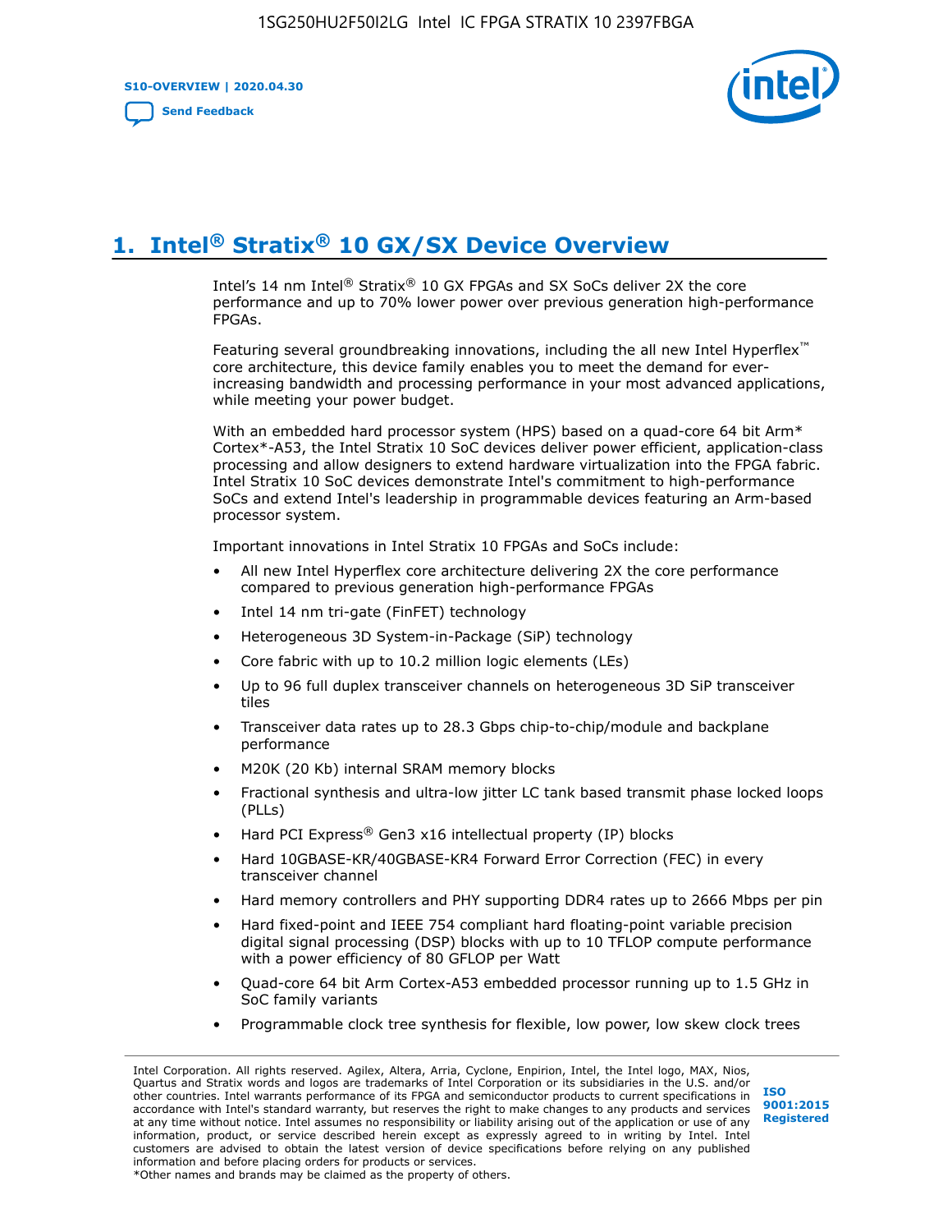# 1. Intel® Stratix® 10 GX/SX Device Overview

Intel's 14 nm Intel® Stratix® 10 GX FPGAs and SX SoCs deliver 2X the core performance and up to 70% lower power over previous generation high-performance FPGAs.

Featuring several groundbreaking innovations, including the all new Intel Hyperflex™ core architecture, this device family enables you to meet the demand for ever-increasing bandwidth and processing performance in your most advanced applications, while meeting your power budget.

With an embedded hard processor system (HPS) based on a quad-core 64 bit Arm* Cortex*-A53, the Intel Stratix 10 SoC devices deliver power efficient, application-class processing and allow designers to extend hardware virtualization into the FPGA fabric. Intel Stratix 10 SoC devices demonstrate Intel's commitment to high-performance SoCs and extend Intel's leadership in programmable devices featuring an Arm-based processor system.

Important innovations in Intel Stratix 10 FPGAs and SoCs include:

- All new Intel Hyperflex core architecture delivering 2X the core performance compared to previous generation high-performance FPGAs
- Intel 14 nm tri-gate (FinFET) technology
- Heterogeneous 3D System-in-Package (SiP) technology
- Core fabric with up to 10.2 million logic elements (LEs)
- Up to 96 full duplex transceiver channels on heterogeneous 3D SiP transceiver tiles
- Transceiver data rates up to 28.3 Gbps chip-to-chip/module and backplane performance
- M20K (20 Kb) internal SRAM memory blocks
- Fractional synthesis and ultra-low jitter LC tank based transmit phase locked loops (PLLs)
- Hard PCI Express® Gen3 x16 intellectual property (IP) blocks
- Hard 10GBASE-KR/40GBASE-KR4 Forward Error Correction (FEC) in every transceiver channel
- Hard memory controllers and PHY supporting DDR4 rates up to 2666 Mbps per pin
- Hard fixed-point and IEEE 754 compliant hard floating-point variable precision digital signal processing (DSP) blocks with up to 10 TFLOP compute performance with a power efficiency of 80 GFLOP per Watt
- Quad-core 64 bit Arm Cortex-A53 embedded processor running up to 1.5 GHz in SoC family variants
- Programmable clock tree synthesis for flexible, low power, low skew clock trees

Intel Corporation. All rights reserved. Agilex, Altera, Arria, Cyclone, Enpirion, Intel, the Intel logo, MAX, Nios, Quartus and Stratix words and logos are trademarks of Intel Corporation or its subsidiaries in the U.S. and/or other countries. Intel warrants performance of its FPGA and semiconductor products to current specifications in accordance with Intel's standard warranty, but reserves the right to make changes to any products and services at any time without notice. Intel assumes no responsibility or liability arising out of the application or use of any information, product, or service described herein except as expressly agreed to in writing by Intel. Intel customers are advised to obtain the latest version of device specifications before relying on any published information and before placing orders for products or services.
*Other names and brands may be claimed as the property of others.

ISO 9001:2015 Registered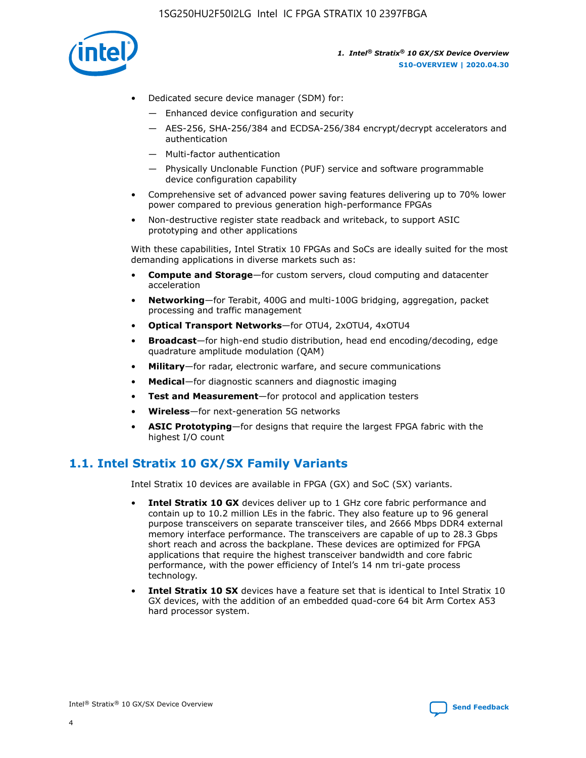- Dedicated secure device manager (SDM) for:
  - — Enhanced device configuration and security
  - — AES-256, SHA-256/384 and ECDSA-256/384 encrypt/decrypt accelerators and authentication
  - — Multi-factor authentication
  - — Physically Unclonable Function (PUF) service and software programmable device configuration capability
- Comprehensive set of advanced power saving features delivering up to 70% lower power compared to previous generation high-performance FPGAs
- Non-destructive register state readback and writeback, to support ASIC prototyping and other applications

With these capabilities, Intel Stratix 10 FPGAs and SoCs are ideally suited for the most demanding applications in diverse markets such as:

- **Compute and Storage**—for custom servers, cloud computing and datacenter acceleration
- **Networking**—for Terabit, 400G and multi-100G bridging, aggregation, packet processing and traffic management
- **Optical Transport Networks**—for OTU4, 2xOTU4, 4xOTU4
- **Broadcast**—for high-end studio distribution, head end encoding/decoding, edge quadrature amplitude modulation (QAM)
- **Military**—for radar, electronic warfare, and secure communications
- **Medical**—for diagnostic scanners and diagnostic imaging
- **Test and Measurement**—for protocol and application testers
- **Wireless**—for next-generation 5G networks
- **ASIC Prototyping**—for designs that require the largest FPGA fabric with the highest I/O count

## 1.1. Intel Stratix 10 GX/SX Family Variants

Intel Stratix 10 devices are available in FPGA (GX) and SoC (SX) variants.

- **Intel Stratix 10 GX** devices deliver up to 1 GHz core fabric performance and contain up to 10.2 million LEs in the fabric. They also feature up to 96 general purpose transceivers on separate transceiver tiles, and 2666 Mbps DDR4 external memory interface performance. The transceivers are capable of up to 28.3 Gbps short reach and across the backplane. These devices are optimized for FPGA applications that require the highest transceiver bandwidth and core fabric performance, with the power efficiency of Intel's 14 nm tri-gate process technology.
- **Intel Stratix 10 SX** devices have a feature set that is identical to Intel Stratix 10 GX devices, with the addition of an embedded quad-core 64 bit Arm Cortex A53 hard processor system.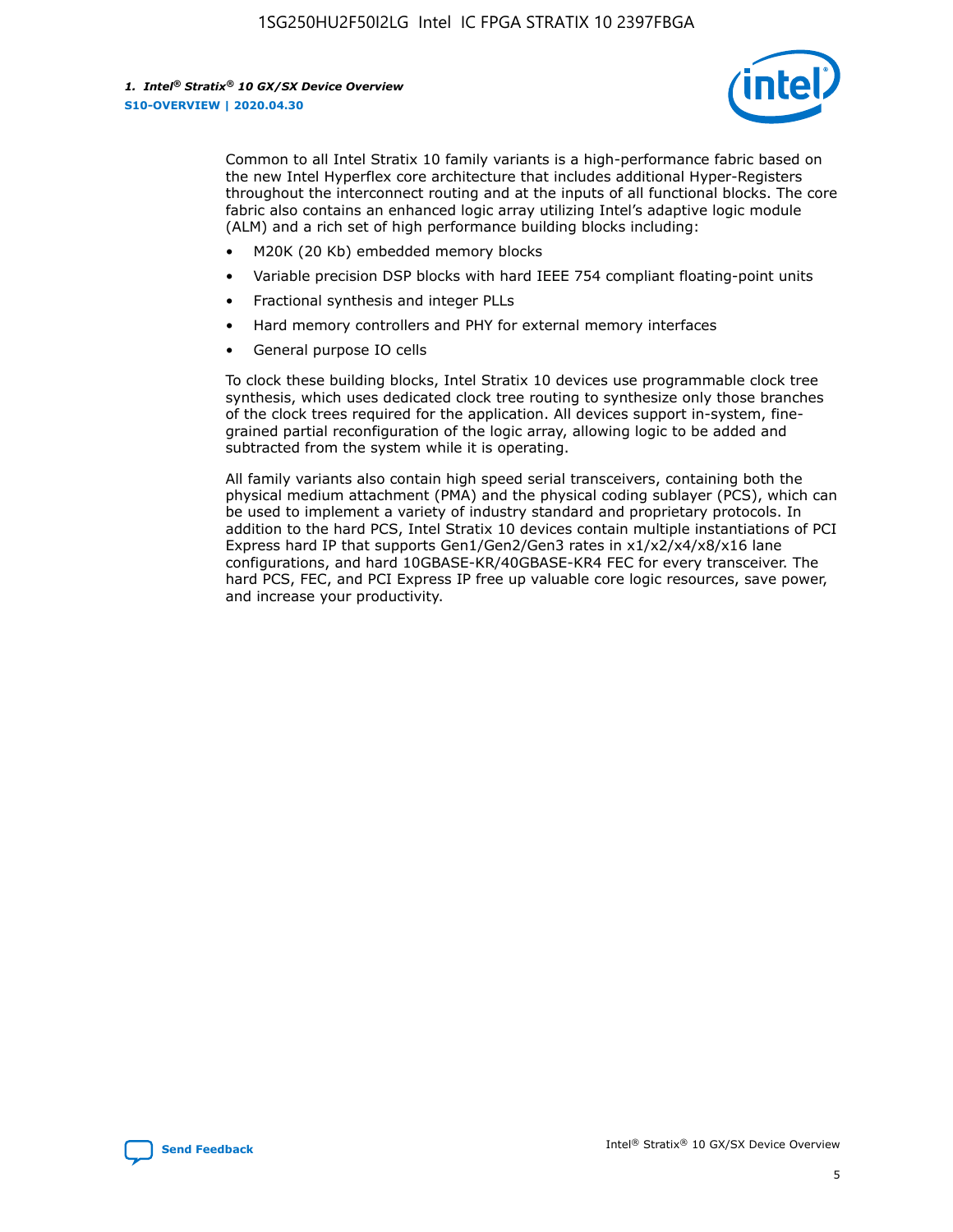Common to all Intel Stratix 10 family variants is a high-performance fabric based on the new Intel Hyperflex core architecture that includes additional Hyper-Registers throughout the interconnect routing and at the inputs of all functional blocks. The core fabric also contains an enhanced logic array utilizing Intel's adaptive logic module (ALM) and a rich set of high performance building blocks including:

- M20K (20 Kb) embedded memory blocks
- Variable precision DSP blocks with hard IEEE 754 compliant floating-point units
- Fractional synthesis and integer PLLs
- Hard memory controllers and PHY for external memory interfaces
- General purpose IO cells

To clock these building blocks, Intel Stratix 10 devices use programmable clock tree synthesis, which uses dedicated clock tree routing to synthesize only those branches of the clock trees required for the application. All devices support in-system, fine-grained partial reconfiguration of the logic array, allowing logic to be added and subtracted from the system while it is operating.

All family variants also contain high speed serial transceivers, containing both the physical medium attachment (PMA) and the physical coding sublayer (PCS), which can be used to implement a variety of industry standard and proprietary protocols. In addition to the hard PCS, Intel Stratix 10 devices contain multiple instantiations of PCI Express hard IP that supports Gen1/Gen2/Gen3 rates in x1/x2/x4/x8/x16 lane configurations, and hard 10GBASE-KR/40GBASE-KR4 FEC for every transceiver. The hard PCS, FEC, and PCI Express IP free up valuable core logic resources, save power, and increase your productivity.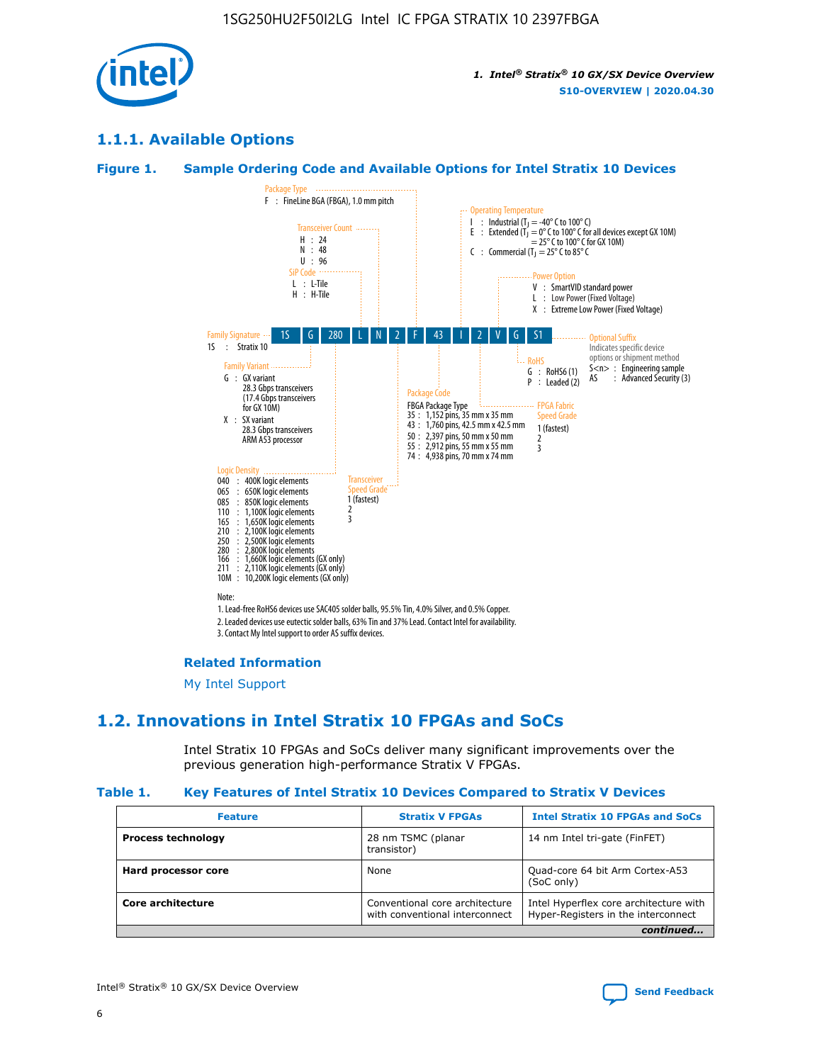## 1.1.1. Available Options

### Figure 1. Sample Ordering Code and Available Options for Intel Stratix 10 Devices

| 1S | G | 280 | L | N | 2 | F | 43 | I | 2 | V | G | S1 |
|---|---|---|---|---|---|---|---|---|---|---|---|---|

**Family Signature**
1S : Stratix 10

**Family Variant**
G : GX variant
28.3 Gbps transceivers
(17.4 Gbps transceivers for GX 10M)
X : SX variant
28.3 Gbps transceivers
ARM A53 processor

**Logic Density**
040 : 400K logic elements
065 : 650K logic elements
085 : 850K logic elements
110 : 1,100K logic elements
165 : 1,650K logic elements
210 : 2,100K logic elements
250 : 2,500K logic elements
280 : 2,800K logic elements
166 : 1,660K logic elements (GX only)
211 : 2,110K logic elements (GX only)
10M : 10,200K logic elements (GX only)

**SiP Code**
L : L-Tile
H : H-Tile

**Transceiver Count**
H : 24
N : 48
U : 96

**Transceiver Speed Grade**
1 (fastest)
2
3

**Package Type**
F : FineLine BGA (FBGA), 1.0 mm pitch

**Package Code**
FBGA Package Type
35 : 1,152 pins, 35 mm x 35 mm
43 : 1,760 pins, 42.5 mm x 42.5 mm
50 : 2,397 pins, 50 mm x 50 mm
55 : 2,912 pins, 55 mm x 55 mm
74 : 4,938 pins, 70 mm x 74 mm

**Operating Temperature**
I : Industrial ($T_J$ = -40° C to 100° C)
E : Extended ($T_J$ = 0° C to 100° C for all devices except GX 10M)
= 25° C to 100° C for GX 10M)
C : Commercial ($T_J$ = 25° C to 85° C

**FPGA Fabric Speed Grade**
1 (fastest)
2
3

**Power Option**
V : SmartVID standard power
L : Low Power (Fixed Voltage)
X : Extreme Low Power (Fixed Voltage)

**RoHS**
G : RoHS6 (1)
P : Leaded (2)

**Optional Suffix**
Indicates specific device options or shipment method
S<n> : Engineering sample
AS : Advanced Security (3)

Note:
1. Lead-free RoHS6 devices use SAC405 solder balls, 95.5% Tin, 4.0% Silver, and 0.5% Copper.
2. Leaded devices use eutectic solder balls, 63% Tin and 37% Lead. Contact Intel for availability.
3. Contact My Intel support to order AS suffix devices.

#### Related Information

My Intel Support

## 1.2. Innovations in Intel Stratix 10 FPGAs and SoCs

Intel Stratix 10 FPGAs and SoCs deliver many significant improvements over the previous generation high-performance Stratix V FPGAs.

### Table 1. Key Features of Intel Stratix 10 Devices Compared to Stratix V Devices

| Feature | Stratix V FPGAs | Intel Stratix 10 FPGAs and SoCs |
|---|---|---|
| **Process technology** | 28 nm TSMC (planar transistor) | 14 nm Intel tri-gate (FinFET) |
| **Hard processor core** | None | Quad-core 64 bit Arm Cortex-A53 (SoC only) |
| **Core architecture** | Conventional core architecture with conventional interconnect | Intel Hyperflex core architecture with Hyper-Registers in the interconnect |

*continued...*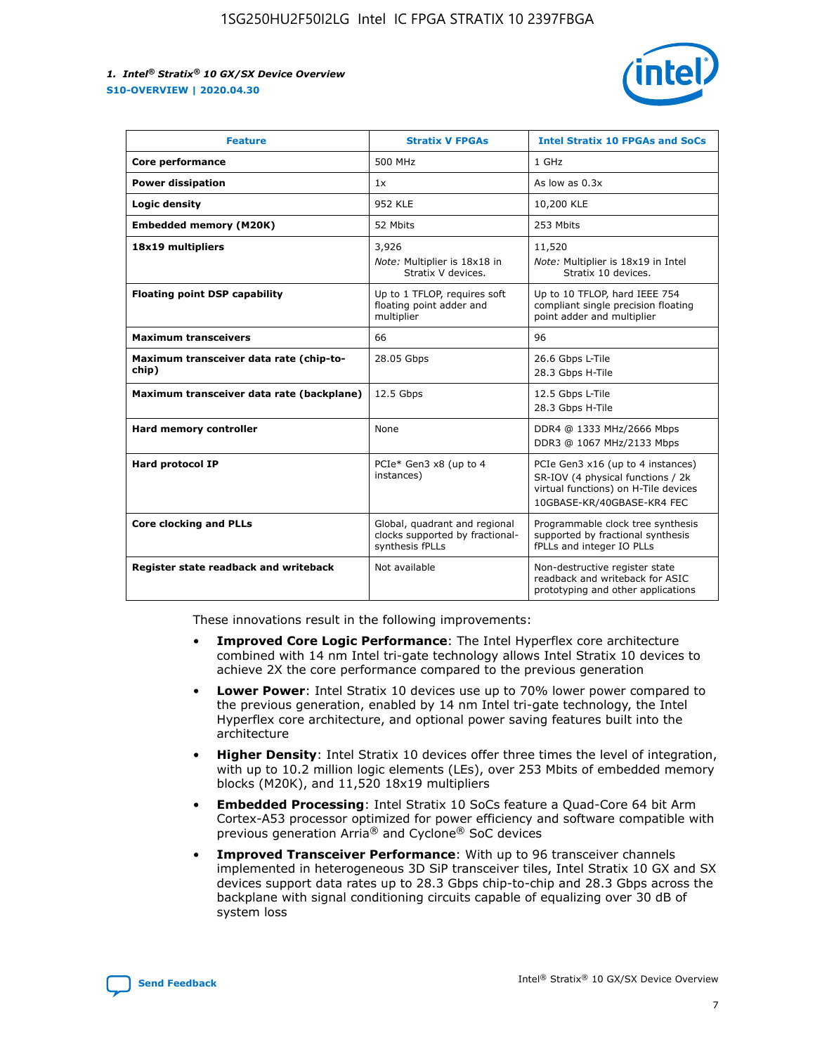| Feature | Stratix V FPGAs | Intel Stratix 10 FPGAs and SoCs |
| --- | --- | --- |
| **Core performance** | 500 MHz | 1 GHz |
| **Power dissipation** | 1x | As low as 0.3x |
| **Logic density** | 952 KLE | 10,200 KLE |
| **Embedded memory (M20K)** | 52 Mbits | 253 Mbits |
| **18x19 multipliers** | 3,926<br>*Note:* Multiplier is 18x18 in Stratix V devices. | 11,520<br>*Note:* Multiplier is 18x19 in Intel Stratix 10 devices. |
| **Floating point DSP capability** | Up to 1 TFLOP, requires soft floating point adder and multiplier | Up to 10 TFLOP, hard IEEE 754 compliant single precision floating point adder and multiplier |
| **Maximum transceivers** | 66 | 96 |
| **Maximum transceiver data rate (chip-to-chip)** | 28.05 Gbps | 26.6 Gbps L-Tile<br>28.3 Gbps H-Tile |
| **Maximum transceiver data rate (backplane)** | 12.5 Gbps | 12.5 Gbps L-Tile<br>28.3 Gbps H-Tile |
| **Hard memory controller** | None | DDR4 @ 1333 MHz/2666 Mbps<br>DDR3 @ 1067 MHz/2133 Mbps |
| **Hard protocol IP** | PCIe* Gen3 x8 (up to 4 instances) | PCIe Gen3 x16 (up to 4 instances)<br>SR-IOV (4 physical functions / 2k virtual functions) on H-Tile devices<br>10GBASE-KR/40GBASE-KR4 FEC |
| **Core clocking and PLLs** | Global, quadrant and regional clocks supported by fractional-synthesis fPLLs | Programmable clock tree synthesis supported by fractional synthesis fPLLs and integer IO PLLs |
| **Register state readback and writeback** | Not available | Non-destructive register state readback and writeback for ASIC prototyping and other applications |

These innovations result in the following improvements:

- **Improved Core Logic Performance**: The Intel Hyperflex core architecture combined with 14 nm Intel tri-gate technology allows Intel Stratix 10 devices to achieve 2X the core performance compared to the previous generation
- **Lower Power**: Intel Stratix 10 devices use up to 70% lower power compared to the previous generation, enabled by 14 nm Intel tri-gate technology, the Intel Hyperflex core architecture, and optional power saving features built into the architecture
- **Higher Density**: Intel Stratix 10 devices offer three times the level of integration, with up to 10.2 million logic elements (LEs), over 253 Mbits of embedded memory blocks (M20K), and 11,520 18x19 multipliers
- **Embedded Processing**: Intel Stratix 10 SoCs feature a Quad-Core 64 bit Arm Cortex-A53 processor optimized for power efficiency and software compatible with previous generation Arria® and Cyclone® SoC devices
- **Improved Transceiver Performance**: With up to 96 transceiver channels implemented in heterogeneous 3D SiP transceiver tiles, Intel Stratix 10 GX and SX devices support data rates up to 28.3 Gbps chip-to-chip and 28.3 Gbps across the backplane with signal conditioning circuits capable of equalizing over 30 dB of system loss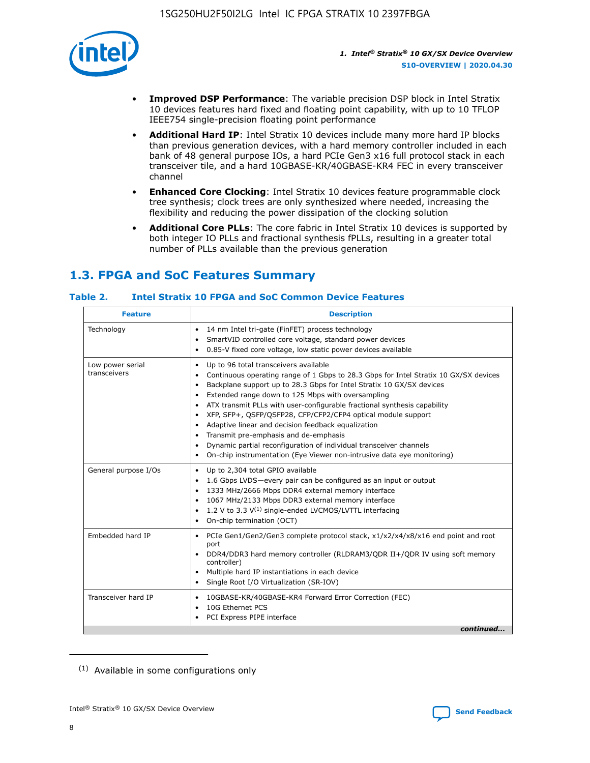- **Improved DSP Performance**: The variable precision DSP block in Intel Stratix 10 devices features hard fixed and floating point capability, with up to 10 TFLOP IEEE754 single-precision floating point performance
- **Additional Hard IP**: Intel Stratix 10 devices include many more hard IP blocks than previous generation devices, with a hard memory controller included in each bank of 48 general purpose IOs, a hard PCIe Gen3 x16 full protocol stack in each transceiver tile, and a hard 10GBASE-KR/40GBASE-KR4 FEC in every transceiver channel
- **Enhanced Core Clocking**: Intel Stratix 10 devices feature programmable clock tree synthesis; clock trees are only synthesized where needed, increasing the flexibility and reducing the power dissipation of the clocking solution
- **Additional Core PLLs**: The core fabric in Intel Stratix 10 devices is supported by both integer IO PLLs and fractional synthesis fPLLs, resulting in a greater total number of PLLs available than the previous generation

## 1.3. FPGA and SoC Features Summary

### Table 2. Intel Stratix 10 FPGA and SoC Common Device Features

| Feature | Description |
|---|---|
| Technology | • 14 nm Intel tri-gate (FinFET) process technology<br>• SmartVID controlled core voltage, standard power devices<br>• 0.85-V fixed core voltage, low static power devices available |
| Low power serial transceivers | • Up to 96 total transceivers available<br>• Continuous operating range of 1 Gbps to 28.3 Gbps for Intel Stratix 10 GX/SX devices<br>• Backplane support up to 28.3 Gbps for Intel Stratix 10 GX/SX devices<br>• Extended range down to 125 Mbps with oversampling<br>• ATX transmit PLLs with user-configurable fractional synthesis capability<br>• XFP, SFP+, QSFP/QSFP28, CFP/CFP2/CFP4 optical module support<br>• Adaptive linear and decision feedback equalization<br>• Transmit pre-emphasis and de-emphasis<br>• Dynamic partial reconfiguration of individual transceiver channels<br>• On-chip instrumentation (Eye Viewer non-intrusive data eye monitoring) |
| General purpose I/Os | • Up to 2,304 total GPIO available<br>• 1.6 Gbps LVDS—every pair can be configured as an input or output<br>• 1333 MHz/2666 Mbps DDR4 external memory interface<br>• 1067 MHz/2133 Mbps DDR3 external memory interface<br>• 1.2 V to 3.3 V[(1)] single-ended LVCMOS/LVTTL interfacing<br>• On-chip termination (OCT) |
| Embedded hard IP | • PCIe Gen1/Gen2/Gen3 complete protocol stack, x1/x2/x4/x8/x16 end point and root port<br>• DDR4/DDR3 hard memory controller (RLDRAM3/QDR II+/QDR IV using soft memory controller)<br>• Multiple hard IP instantiations in each device<br>• Single Root I/O Virtualization (SR-IOV) |
| Transceiver hard IP | • 10GBASE-KR/40GBASE-KR4 Forward Error Correction (FEC)<br>• 10G Ethernet PCS<br>• PCI Express PIPE interface |

*continued...*

(1) Available in some configurations only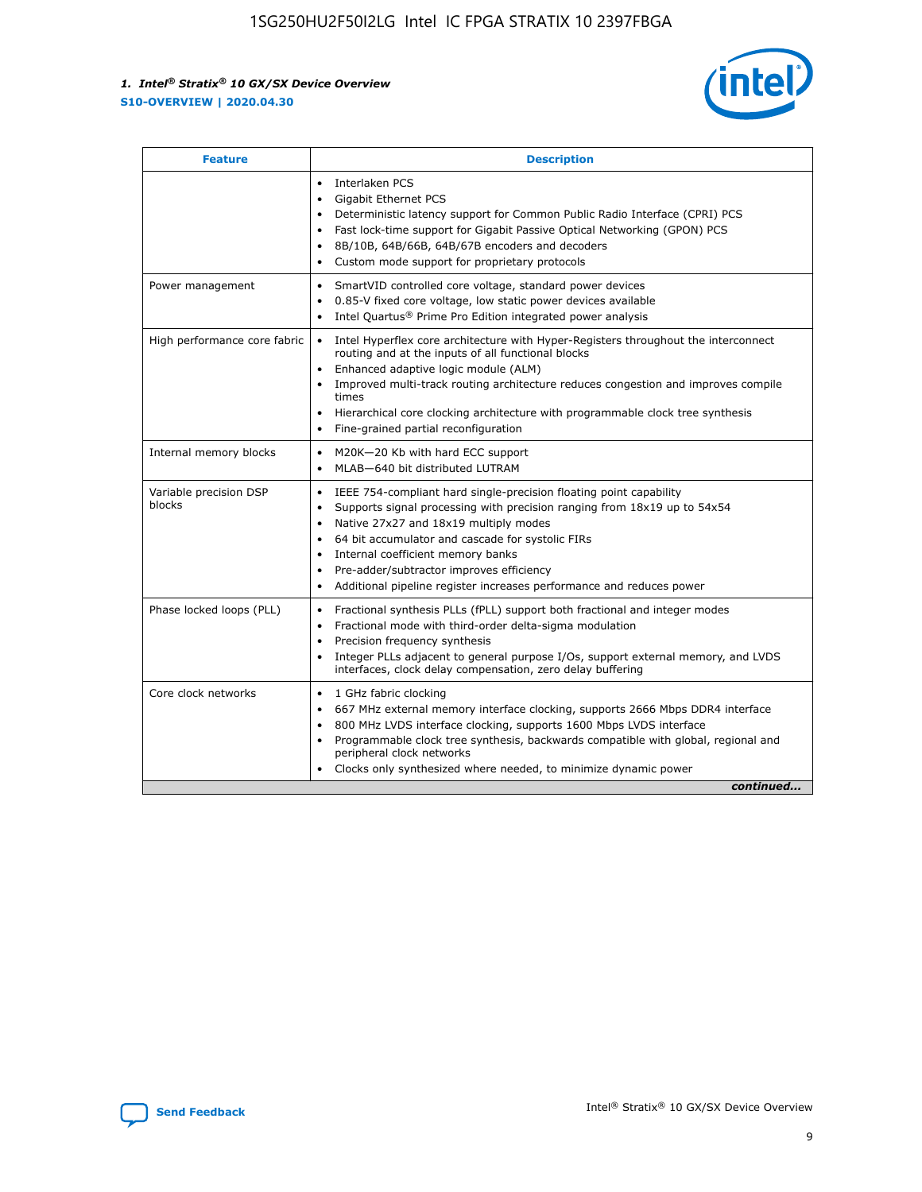| Feature | Description |
| --- | --- |
| | • Interlaken PCS<br>• Gigabit Ethernet PCS<br>• Deterministic latency support for Common Public Radio Interface (CPRI) PCS<br>• Fast lock-time support for Gigabit Passive Optical Networking (GPON) PCS<br>• 8B/10B, 64B/66B, 64B/67B encoders and decoders<br>• Custom mode support for proprietary protocols |
| Power management | • SmartVID controlled core voltage, standard power devices<br>• 0.85-V fixed core voltage, low static power devices available<br>• Intel Quartus® Prime Pro Edition integrated power analysis |
| High performance core fabric | • Intel Hyperflex core architecture with Hyper-Registers throughout the interconnect routing and at the inputs of all functional blocks<br>• Enhanced adaptive logic module (ALM)<br>• Improved multi-track routing architecture reduces congestion and improves compile times<br>• Hierarchical core clocking architecture with programmable clock tree synthesis<br>• Fine-grained partial reconfiguration |
| Internal memory blocks | • M20K—20 Kb with hard ECC support<br>• MLAB—640 bit distributed LUTRAM |
| Variable precision DSP blocks | • IEEE 754-compliant hard single-precision floating point capability<br>• Supports signal processing with precision ranging from 18x19 up to 54x54<br>• Native 27x27 and 18x19 multiply modes<br>• 64 bit accumulator and cascade for systolic FIRs<br>• Internal coefficient memory banks<br>• Pre-adder/subtractor improves efficiency<br>• Additional pipeline register increases performance and reduces power |
| Phase locked loops (PLL) | • Fractional synthesis PLLs (fPLL) support both fractional and integer modes<br>• Fractional mode with third-order delta-sigma modulation<br>• Precision frequency synthesis<br>• Integer PLLs adjacent to general purpose I/Os, support external memory, and LVDS interfaces, clock delay compensation, zero delay buffering |
| Core clock networks | • 1 GHz fabric clocking<br>• 667 MHz external memory interface clocking, supports 2666 Mbps DDR4 interface<br>• 800 MHz LVDS interface clocking, supports 1600 Mbps LVDS interface<br>• Programmable clock tree synthesis, backwards compatible with global, regional and peripheral clock networks<br>• Clocks only synthesized where needed, to minimize dynamic power |

*continued...*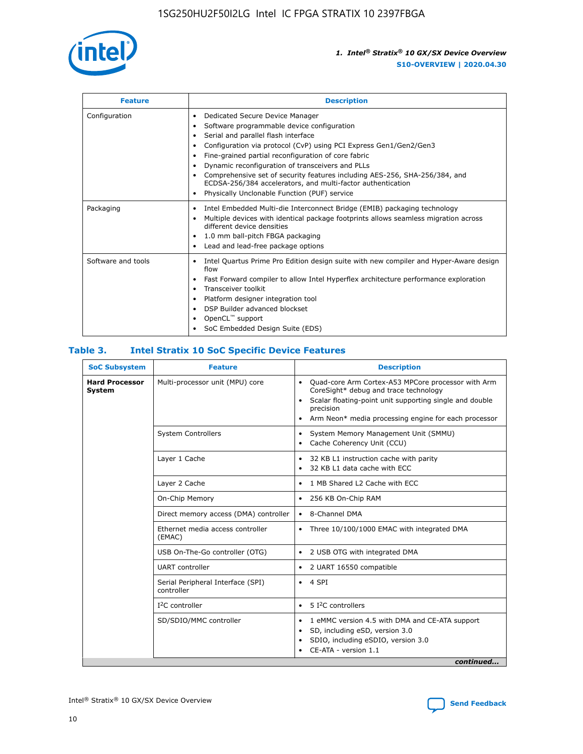| Feature | Description |
| --- | --- |
| Configuration | • Dedicated Secure Device Manager<br>• Software programmable device configuration<br>• Serial and parallel flash interface<br>• Configuration via protocol (CvP) using PCI Express Gen1/Gen2/Gen3<br>• Fine-grained partial reconfiguration of core fabric<br>• Dynamic reconfiguration of transceivers and PLLs<br>• Comprehensive set of security features including AES-256, SHA-256/384, and ECDSA-256/384 accelerators, and multi-factor authentication<br>• Physically Unclonable Function (PUF) service |
| Packaging | • Intel Embedded Multi-die Interconnect Bridge (EMIB) packaging technology<br>• Multiple devices with identical package footprints allows seamless migration across different device densities<br>• 1.0 mm ball-pitch FBGA packaging<br>• Lead and lead-free package options |
| Software and tools | • Intel Quartus Prime Pro Edition design suite with new compiler and Hyper-Aware design flow<br>• Fast Forward compiler to allow Intel Hyperflex architecture performance exploration<br>• Transceiver toolkit<br>• Platform designer integration tool<br>• DSP Builder advanced blockset<br>• OpenCL™ support<br>• SoC Embedded Design Suite (EDS) |

## Table 3. Intel Stratix 10 SoC Specific Device Features

| SoC Subsystem | Feature | Description |
| --- | --- | --- |
| **Hard Processor System** | Multi-processor unit (MPU) core | • Quad-core Arm Cortex-A53 MPCore processor with Arm CoreSight* debug and trace technology<br>• Scalar floating-point unit supporting single and double precision<br>• Arm Neon* media processing engine for each processor |
| | System Controllers | • System Memory Management Unit (SMMU)<br>• Cache Coherency Unit (CCU) |
| | Layer 1 Cache | • 32 KB L1 instruction cache with parity<br>• 32 KB L1 data cache with ECC |
| | Layer 2 Cache | • 1 MB Shared L2 Cache with ECC |
| | On-Chip Memory | • 256 KB On-Chip RAM |
| | Direct memory access (DMA) controller | • 8-Channel DMA |
| | Ethernet media access controller (EMAC) | • Three 10/100/1000 EMAC with integrated DMA |
| | USB On-The-Go controller (OTG) | • 2 USB OTG with integrated DMA |
| | UART controller | • 2 UART 16550 compatible |
| | Serial Peripheral Interface (SPI) controller | • 4 SPI |
| | I²C controller | • 5 I²C controllers |
| | SD/SDIO/MMC controller | • 1 eMMC version 4.5 with DMA and CE-ATA support<br>• SD, including eSD, version 3.0<br>• SDIO, including eSDIO, version 3.0<br>• CE-ATA - version 1.1 |

*continued...*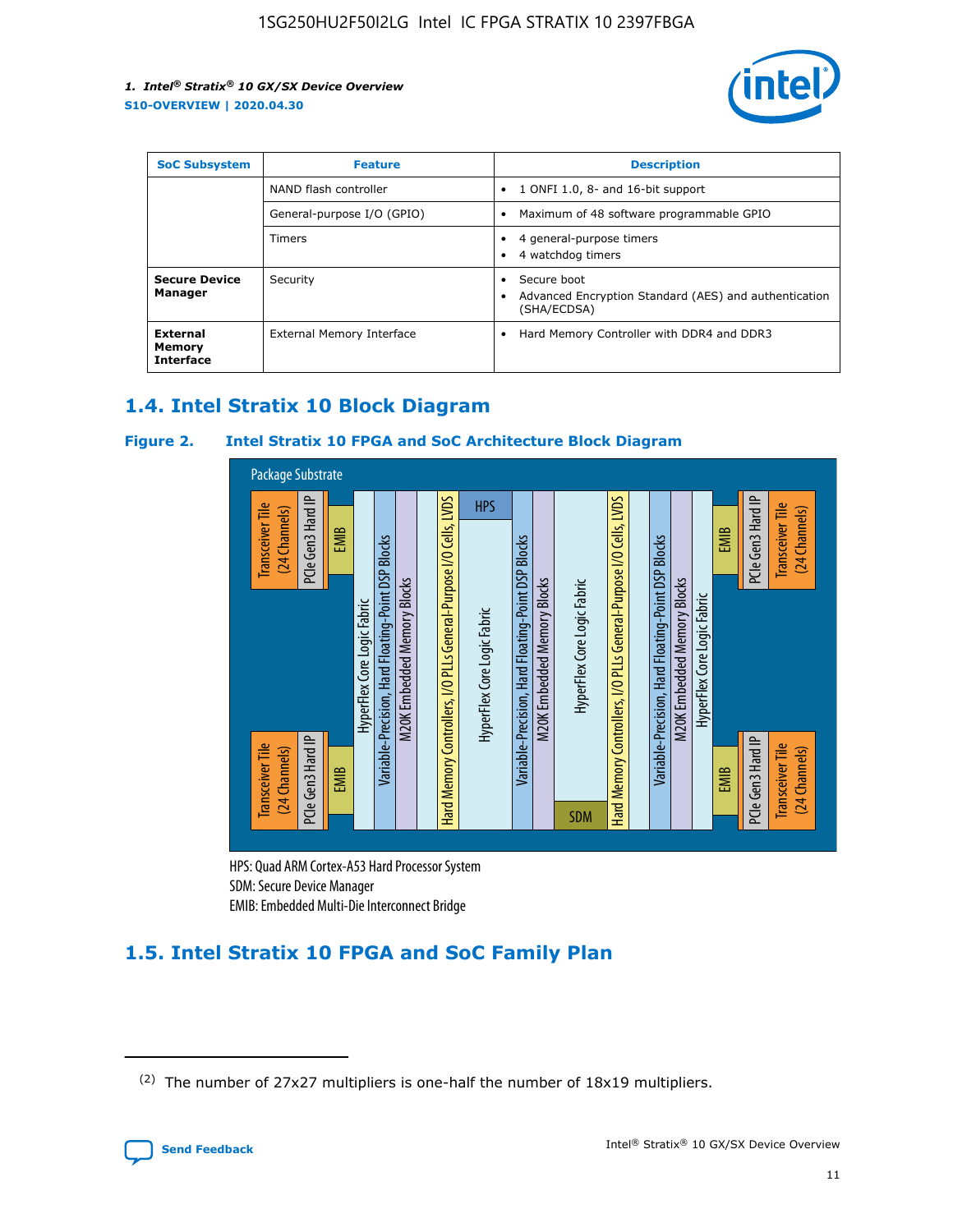| SoC Subsystem | Feature | Description |
| --- | --- | --- |
| | NAND flash controller | • 1 ONFI 1.0, 8- and 16-bit support |
| | General-purpose I/O (GPIO) | • Maximum of 48 software programmable GPIO |
| | Timers | • 4 general-purpose timers<br>• 4 watchdog timers |
| **Secure Device Manager** | Security | • Secure boot<br>• Advanced Encryption Standard (AES) and authentication (SHA/ECDSA) |
| **External Memory Interface** | External Memory Interface | • Hard Memory Controller with DDR4 and DDR3 |

## 1.4. Intel Stratix 10 Block Diagram

### Figure 2. Intel Stratix 10 FPGA and SoC Architecture Block Diagram

Package Substrate

Transceiver Tile (24 Channels) | PCIe Gen3 Hard IP | EMIB | HyperFlex Core Logic Fabric | Variable-Precision, Hard Floating-Point DSP Blocks | M20K Embedded Memory Blocks | Hard Memory Controllers, I/O PLLs General-Purpose I/O Cells, LVDS | HPS | HyperFlex Core Logic Fabric | Variable-Precision, Hard Floating-Point DSP Blocks | M20K Embedded Memory Blocks | HyperFlex Core Logic Fabric | SDM | Hard Memory Controllers, I/O PLLs General-Purpose I/O Cells, LVDS | Variable-Precision, Hard Floating-Point DSP Blocks | M20K Embedded Memory Blocks | HyperFlex Core Logic Fabric | EMIB | PCIe Gen3 Hard IP | Transceiver Tile (24 Channels)

HPS: Quad ARM Cortex-A53 Hard Processor System
SDM: Secure Device Manager
EMIB: Embedded Multi-Die Interconnect Bridge

## 1.5. Intel Stratix 10 FPGA and SoC Family Plan

(2) The number of 27x27 multipliers is one-half the number of 18x19 multipliers.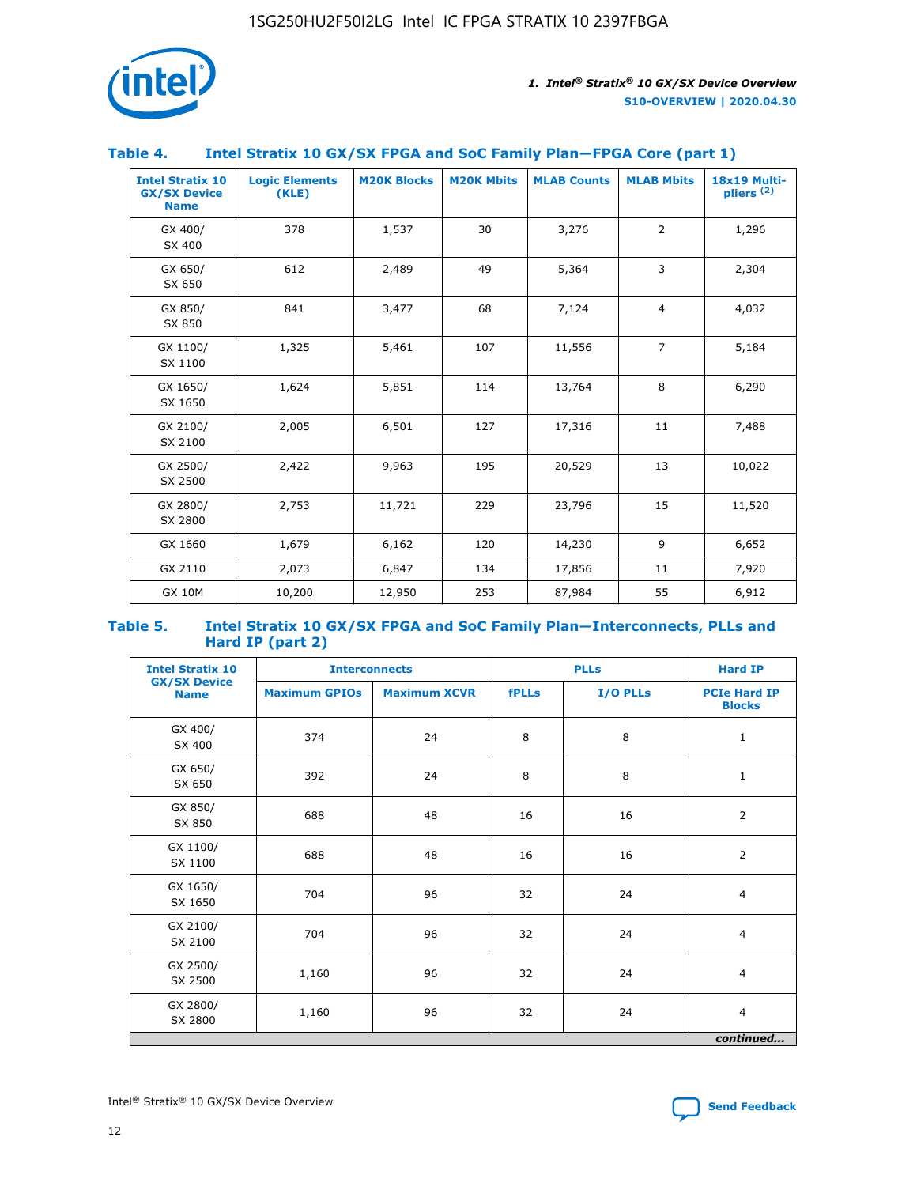### Table 4. Intel Stratix 10 GX/SX FPGA and SoC Family Plan—FPGA Core (part 1)

| Intel Stratix 10 GX/SX Device Name | Logic Elements (KLE) | M20K Blocks | M20K Mbits | MLAB Counts | MLAB Mbits | 18x19 Multi-pliers (2) |
|---|---|---|---|---|---|---|
| GX 400/ SX 400 | 378 | 1,537 | 30 | 3,276 | 2 | 1,296 |
| GX 650/ SX 650 | 612 | 2,489 | 49 | 5,364 | 3 | 2,304 |
| GX 850/ SX 850 | 841 | 3,477 | 68 | 7,124 | 4 | 4,032 |
| GX 1100/ SX 1100 | 1,325 | 5,461 | 107 | 11,556 | 7 | 5,184 |
| GX 1650/ SX 1650 | 1,624 | 5,851 | 114 | 13,764 | 8 | 6,290 |
| GX 2100/ SX 2100 | 2,005 | 6,501 | 127 | 17,316 | 11 | 7,488 |
| GX 2500/ SX 2500 | 2,422 | 9,963 | 195 | 20,529 | 13 | 10,022 |
| GX 2800/ SX 2800 | 2,753 | 11,721 | 229 | 23,796 | 15 | 11,520 |
| GX 1660 | 1,679 | 6,162 | 120 | 14,230 | 9 | 6,652 |
| GX 2110 | 2,073 | 6,847 | 134 | 17,856 | 11 | 7,920 |
| GX 10M | 10,200 | 12,950 | 253 | 87,984 | 55 | 6,912 |

### Table 5. Intel Stratix 10 GX/SX FPGA and SoC Family Plan—Interconnects, PLLs and Hard IP (part 2)

| Intel Stratix 10 GX/SX Device Name | Interconnects | | PLLs | | Hard IP |
|---|---|---|---|---|---|
| | Maximum GPIOs | Maximum XCVR | fPLLs | I/O PLLs | PCIe Hard IP Blocks |
| GX 400/ SX 400 | 374 | 24 | 8 | 8 | 1 |
| GX 650/ SX 650 | 392 | 24 | 8 | 8 | 1 |
| GX 850/ SX 850 | 688 | 48 | 16 | 16 | 2 |
| GX 1100/ SX 1100 | 688 | 48 | 16 | 16 | 2 |
| GX 1650/ SX 1650 | 704 | 96 | 32 | 24 | 4 |
| GX 2100/ SX 2100 | 704 | 96 | 32 | 24 | 4 |
| GX 2500/ SX 2500 | 1,160 | 96 | 32 | 24 | 4 |
| GX 2800/ SX 2800 | 1,160 | 96 | 32 | 24 | 4 |

*continued...*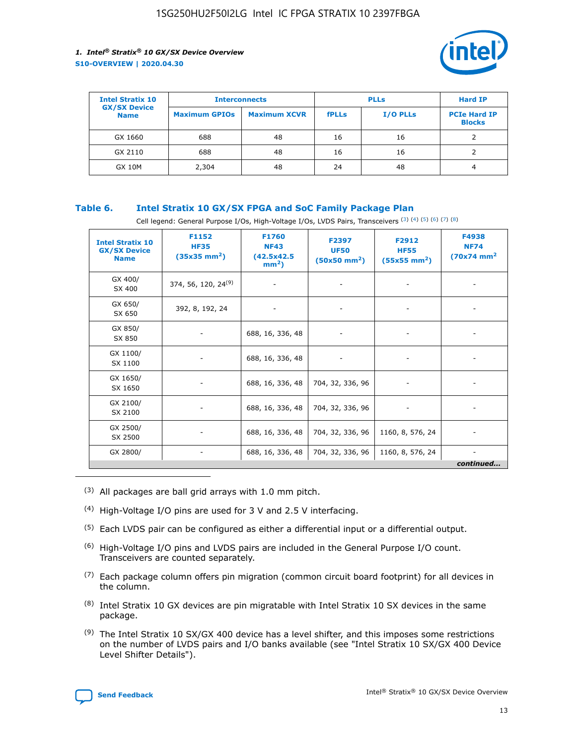| Intel Stratix 10 GX/SX Device Name | Interconnects | | PLLs | | Hard IP |
|---|---|---|---|---|---|
| | Maximum GPIOs | Maximum XCVR | fPLLs | I/O PLLs | PCIe Hard IP Blocks |
| GX 1660 | 688 | 48 | 16 | 16 | 2 |
| GX 2110 | 688 | 48 | 16 | 16 | 2 |
| GX 10M | 2,304 | 48 | 24 | 48 | 4 |

### Table 6. Intel Stratix 10 GX/SX FPGA and SoC Family Package Plan

Cell legend: General Purpose I/Os, High-Voltage I/Os, LVDS Pairs, Transceivers [(3)] [(4)] [(5)] [(6)] [(7)] [(8)]

| Intel Stratix 10 GX/SX Device Name | F1152 HF35 (35x35 mm²) | F1760 NF43 (42.5x42.5 mm²) | F2397 UF50 (50x50 mm²) | F2912 HF55 (55x55 mm²) | F4938 NF74 (70x74 mm² |
|---|---|---|---|---|---|
| GX 400/ SX 400 | 374, 56, 120, 24[(9)] | - | - | - | - |
| GX 650/ SX 650 | 392, 8, 192, 24 | - | - | - | - |
| GX 850/ SX 850 | - | 688, 16, 336, 48 | - | - | - |
| GX 1100/ SX 1100 | - | 688, 16, 336, 48 | - | - | - |
| GX 1650/ SX 1650 | - | 688, 16, 336, 48 | 704, 32, 336, 96 | - | - |
| GX 2100/ SX 2100 | - | 688, 16, 336, 48 | 704, 32, 336, 96 | - | - |
| GX 2500/ SX 2500 | - | 688, 16, 336, 48 | 704, 32, 336, 96 | 1160, 8, 576, 24 | - |
| GX 2800/ | - | 688, 16, 336, 48 | 704, 32, 336, 96 | 1160, 8, 576, 24 | - |

*continued...*

(3) All packages are ball grid arrays with 1.0 mm pitch.

(4) High-Voltage I/O pins are used for 3 V and 2.5 V interfacing.

(5) Each LVDS pair can be configured as either a differential input or a differential output.

(6) High-Voltage I/O pins and LVDS pairs are included in the General Purpose I/O count. Transceivers are counted separately.

(7) Each package column offers pin migration (common circuit board footprint) for all devices in the column.

(8) Intel Stratix 10 GX devices are pin migratable with Intel Stratix 10 SX devices in the same package.

(9) The Intel Stratix 10 SX/GX 400 device has a level shifter, and this imposes some restrictions on the number of LVDS pairs and I/O banks available (see "Intel Stratix 10 SX/GX 400 Device Level Shifter Details").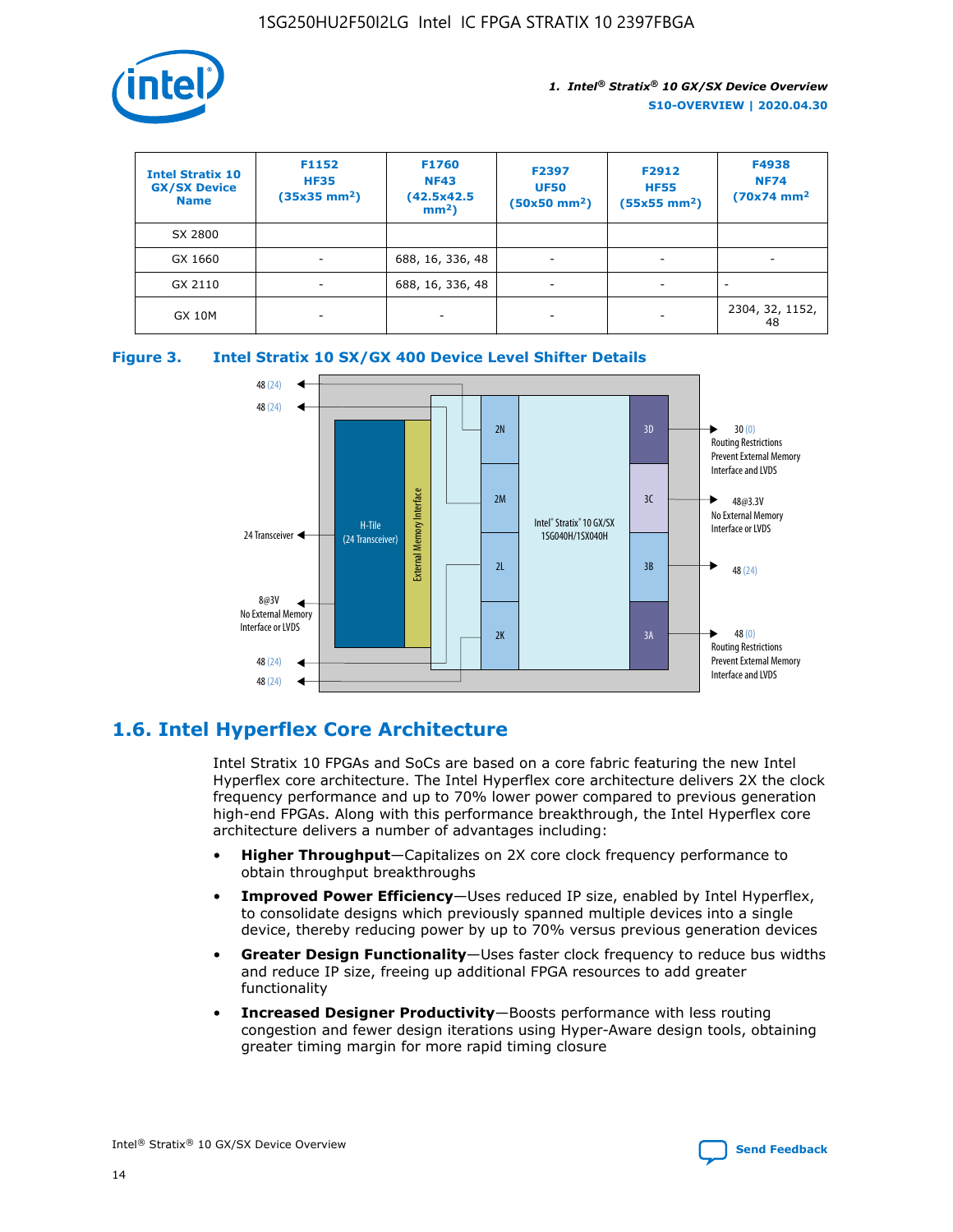| Intel Stratix 10 GX/SX Device Name | F1152 HF35 (35x35 mm²) | F1760 NF43 (42.5x42.5 mm²) | F2397 UF50 (50x50 mm²) | F2912 HF55 (55x55 mm²) | F4938 NF74 (70x74 mm² |
| --- | --- | --- | --- | --- | --- |
| SX 2800 | | | | | |
| GX 1660 | - | 688, 16, 336, 48 | - | - | - |
| GX 2110 | - | 688, 16, 336, 48 | - | - | - |
| GX 10M | - | - | - | - | 2304, 32, 1152, 48 |

**Figure 3. Intel Stratix 10 SX/GX 400 Device Level Shifter Details**

## 1.6. Intel Hyperflex Core Architecture

Intel Stratix 10 FPGAs and SoCs are based on a core fabric featuring the new Intel Hyperflex core architecture. The Intel Hyperflex core architecture delivers 2X the clock frequency performance and up to 70% lower power compared to previous generation high-end FPGAs. Along with this performance breakthrough, the Intel Hyperflex core architecture delivers a number of advantages including:

- **Higher Throughput**—Capitalizes on 2X core clock frequency performance to obtain throughput breakthroughs
- **Improved Power Efficiency**—Uses reduced IP size, enabled by Intel Hyperflex, to consolidate designs which previously spanned multiple devices into a single device, thereby reducing power by up to 70% versus previous generation devices
- **Greater Design Functionality**—Uses faster clock frequency to reduce bus widths and reduce IP size, freeing up additional FPGA resources to add greater functionality
- **Increased Designer Productivity**—Boosts performance with less routing congestion and fewer design iterations using Hyper-Aware design tools, obtaining greater timing margin for more rapid timing closure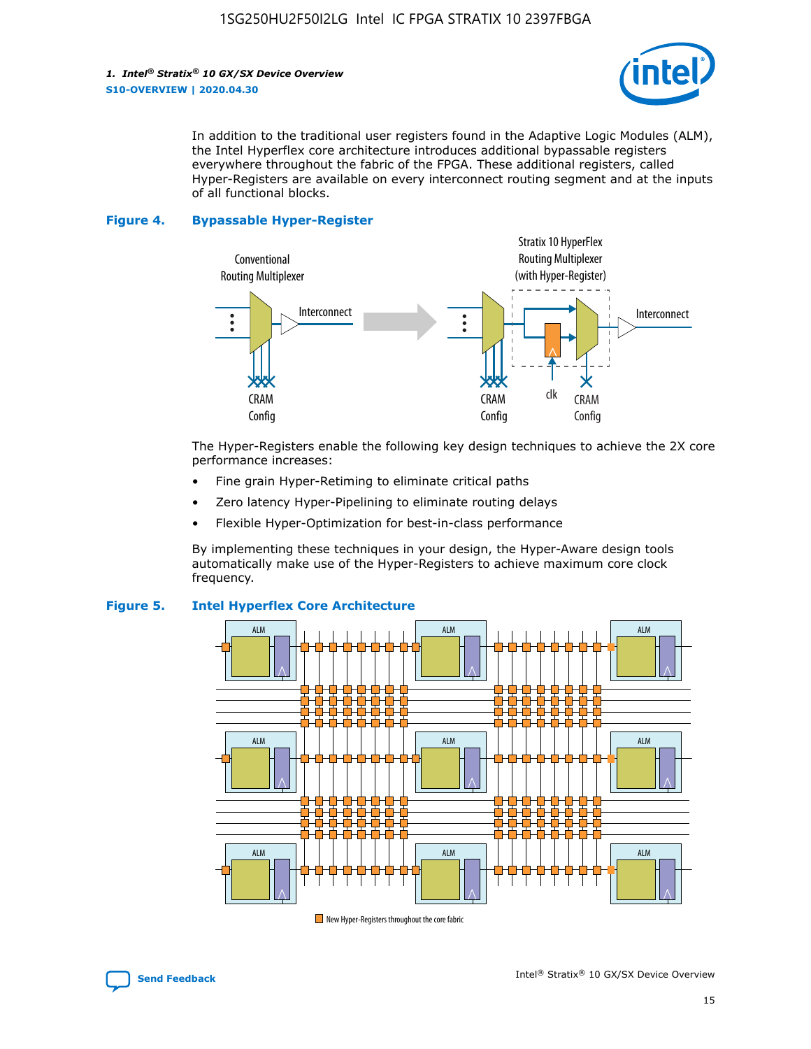In addition to the traditional user registers found in the Adaptive Logic Modules (ALM), the Intel Hyperflex core architecture introduces additional bypassable registers everywhere throughout the fabric of the FPGA. These additional registers, called Hyper-Registers are available on every interconnect routing segment and at the inputs of all functional blocks.

**Figure 4. Bypassable Hyper-Register**

The Hyper-Registers enable the following key design techniques to achieve the 2X core performance increases:

- Fine grain Hyper-Retiming to eliminate critical paths
- Zero latency Hyper-Pipelining to eliminate routing delays
- Flexible Hyper-Optimization for best-in-class performance

By implementing these techniques in your design, the Hyper-Aware design tools automatically make use of the Hyper-Registers to achieve maximum core clock frequency.

**Figure 5. Intel Hyperflex Core Architecture**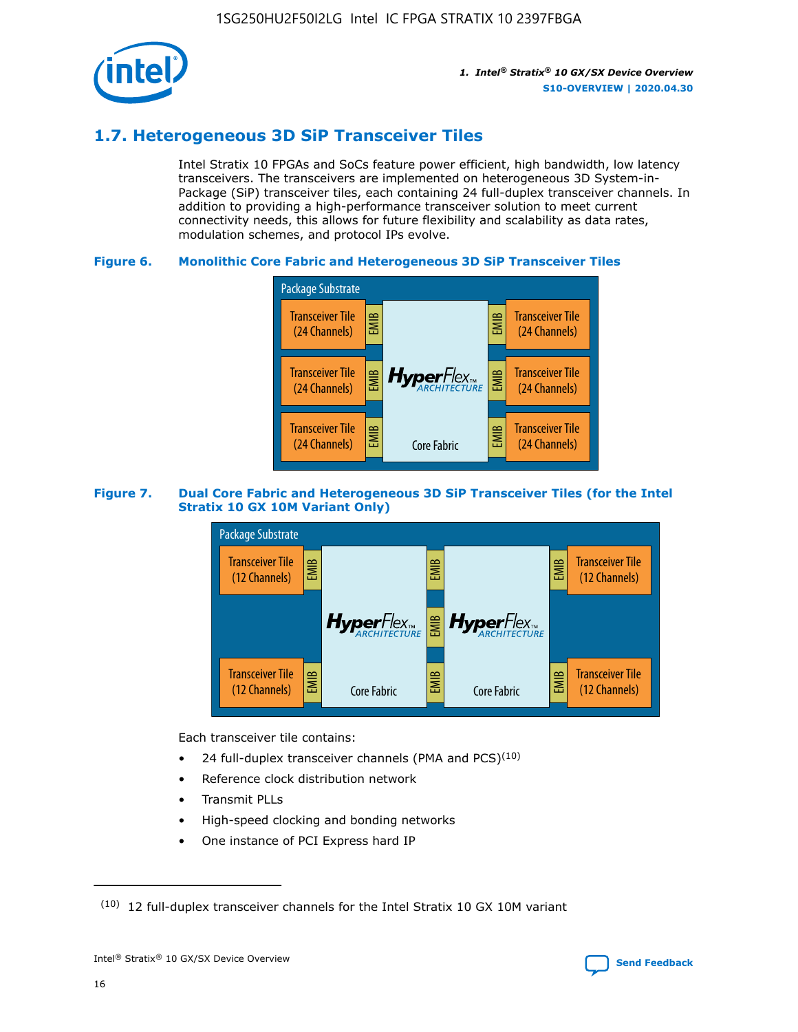## 1.7. Heterogeneous 3D SiP Transceiver Tiles

Intel Stratix 10 FPGAs and SoCs feature power efficient, high bandwidth, low latency transceivers. The transceivers are implemented on heterogeneous 3D System-in-Package (SiP) transceiver tiles, each containing 24 full-duplex transceiver channels. In addition to providing a high-performance transceiver solution to meet current connectivity needs, this allows for future flexibility and scalability as data rates, modulation schemes, and protocol IPs evolve.

**Figure 6. Monolithic Core Fabric and Heterogeneous 3D SiP Transceiver Tiles**

Package Substrate

Transceiver Tile (24 Channels) | EMIB | HyperFlex ARCHITECTURE Core Fabric | EMIB | Transceiver Tile (24 Channels)

**Figure 7. Dual Core Fabric and Heterogeneous 3D SiP Transceiver Tiles (for the Intel Stratix 10 GX 10M Variant Only)**

Package Substrate

Transceiver Tile (12 Channels) | EMIB | HyperFlex ARCHITECTURE Core Fabric | EMIB | HyperFlex ARCHITECTURE Core Fabric | EMIB | Transceiver Tile (12 Channels)

Each transceiver tile contains:

- 24 full-duplex transceiver channels (PMA and PCS)[10]
- Reference clock distribution network
- Transmit PLLs
- High-speed clocking and bonding networks
- One instance of PCI Express hard IP

[10] 12 full-duplex transceiver channels for the Intel Stratix 10 GX 10M variant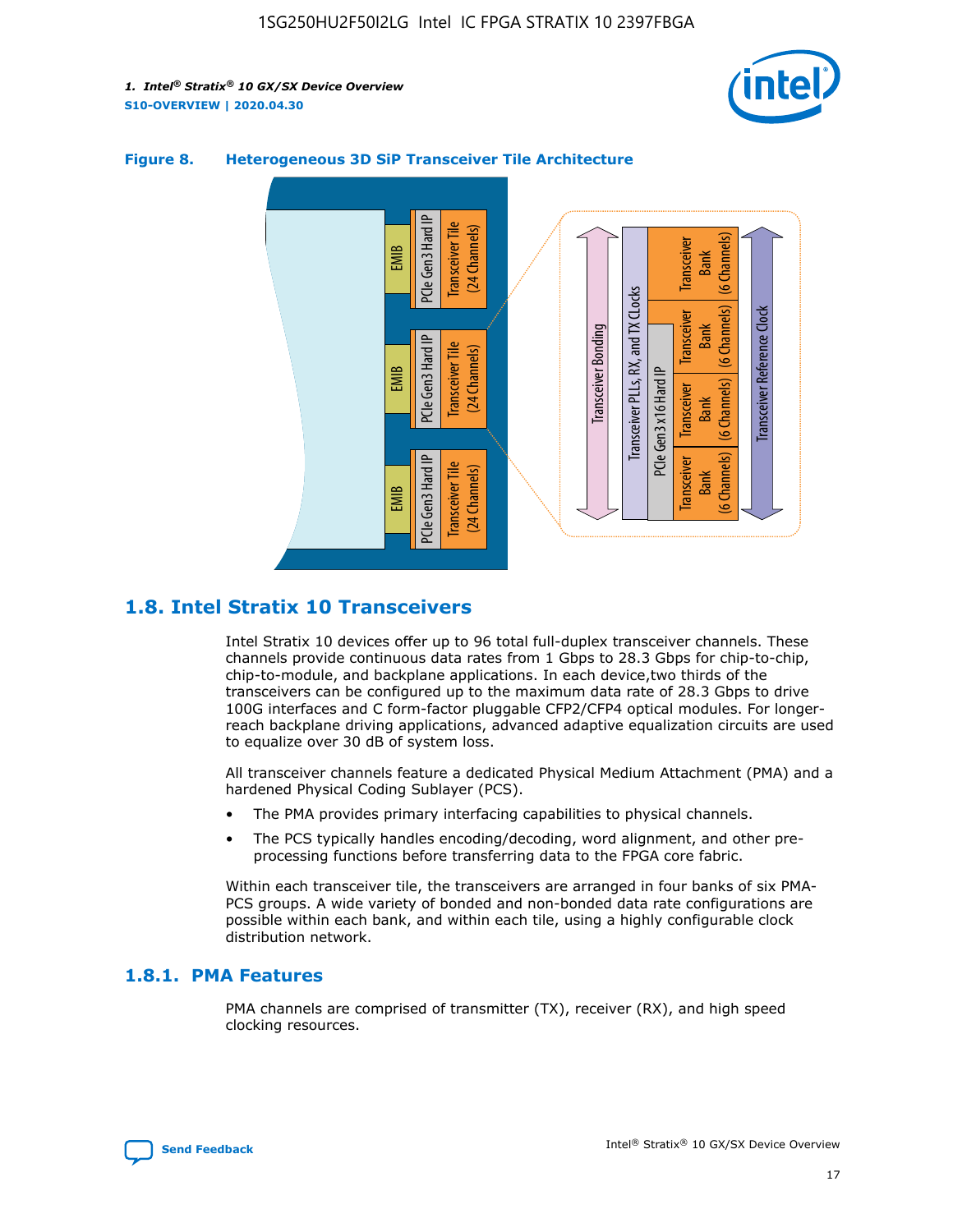**Figure 8. Heterogeneous 3D SiP Transceiver Tile Architecture**

## 1.8. Intel Stratix 10 Transceivers

Intel Stratix 10 devices offer up to 96 total full-duplex transceiver channels. These channels provide continuous data rates from 1 Gbps to 28.3 Gbps for chip-to-chip, chip-to-module, and backplane applications. In each device,two thirds of the transceivers can be configured up to the maximum data rate of 28.3 Gbps to drive 100G interfaces and C form-factor pluggable CFP2/CFP4 optical modules. For longer-reach backplane driving applications, advanced adaptive equalization circuits are used to equalize over 30 dB of system loss.

All transceiver channels feature a dedicated Physical Medium Attachment (PMA) and a hardened Physical Coding Sublayer (PCS).

- The PMA provides primary interfacing capabilities to physical channels.
- The PCS typically handles encoding/decoding, word alignment, and other pre-processing functions before transferring data to the FPGA core fabric.

Within each transceiver tile, the transceivers are arranged in four banks of six PMA-PCS groups. A wide variety of bonded and non-bonded data rate configurations are possible within each bank, and within each tile, using a highly configurable clock distribution network.

### 1.8.1. PMA Features

PMA channels are comprised of transmitter (TX), receiver (RX), and high speed clocking resources.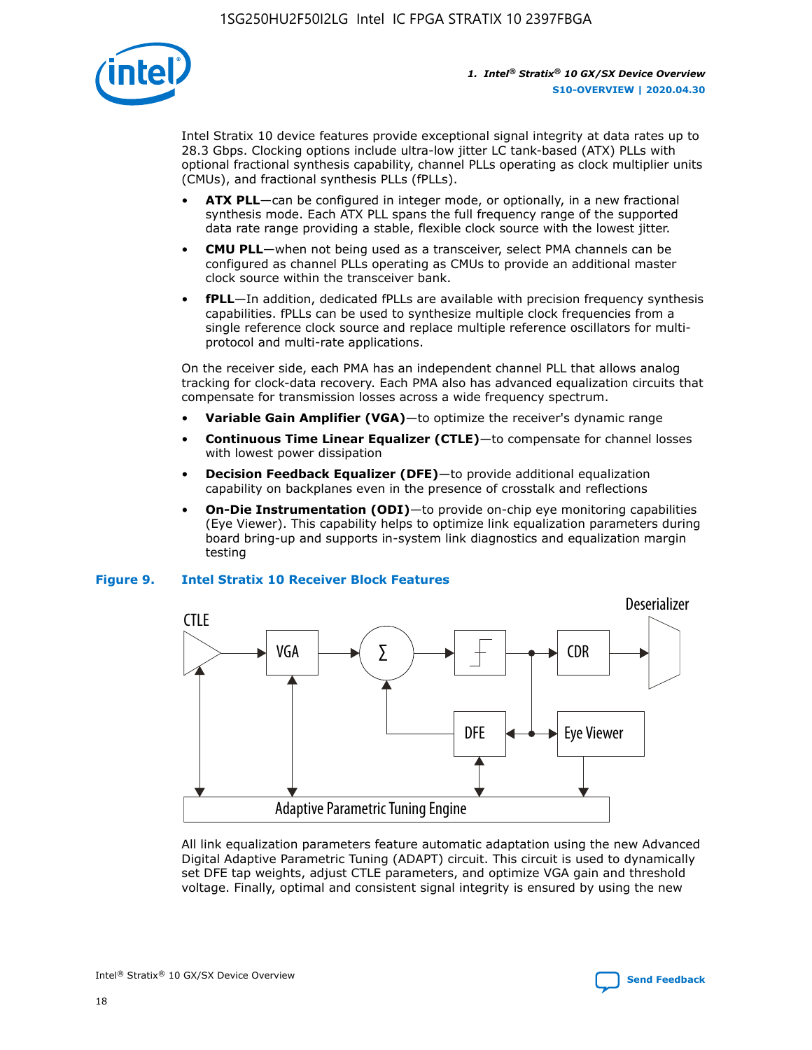Intel Stratix 10 device features provide exceptional signal integrity at data rates up to 28.3 Gbps. Clocking options include ultra-low jitter LC tank-based (ATX) PLLs with optional fractional synthesis capability, channel PLLs operating as clock multiplier units (CMUs), and fractional synthesis PLLs (fPLLs).

- **ATX PLL**—can be configured in integer mode, or optionally, in a new fractional synthesis mode. Each ATX PLL spans the full frequency range of the supported data rate range providing a stable, flexible clock source with the lowest jitter.
- **CMU PLL**—when not being used as a transceiver, select PMA channels can be configured as channel PLLs operating as CMUs to provide an additional master clock source within the transceiver bank.
- **fPLL**—In addition, dedicated fPLLs are available with precision frequency synthesis capabilities. fPLLs can be used to synthesize multiple clock frequencies from a single reference clock source and replace multiple reference oscillators for multi-protocol and multi-rate applications.

On the receiver side, each PMA has an independent channel PLL that allows analog tracking for clock-data recovery. Each PMA also has advanced equalization circuits that compensate for transmission losses across a wide frequency spectrum.

- **Variable Gain Amplifier (VGA)**—to optimize the receiver's dynamic range
- **Continuous Time Linear Equalizer (CTLE)**—to compensate for channel losses with lowest power dissipation
- **Decision Feedback Equalizer (DFE)**—to provide additional equalization capability on backplanes even in the presence of crosstalk and reflections
- **On-Die Instrumentation (ODI)**—to provide on-chip eye monitoring capabilities (Eye Viewer). This capability helps to optimize link equalization parameters during board bring-up and supports in-system link diagnostics and equalization margin testing

**Figure 9. Intel Stratix 10 Receiver Block Features**

All link equalization parameters feature automatic adaptation using the new Advanced Digital Adaptive Parametric Tuning (ADAPT) circuit. This circuit is used to dynamically set DFE tap weights, adjust CTLE parameters, and optimize VGA gain and threshold voltage. Finally, optimal and consistent signal integrity is ensured by using the new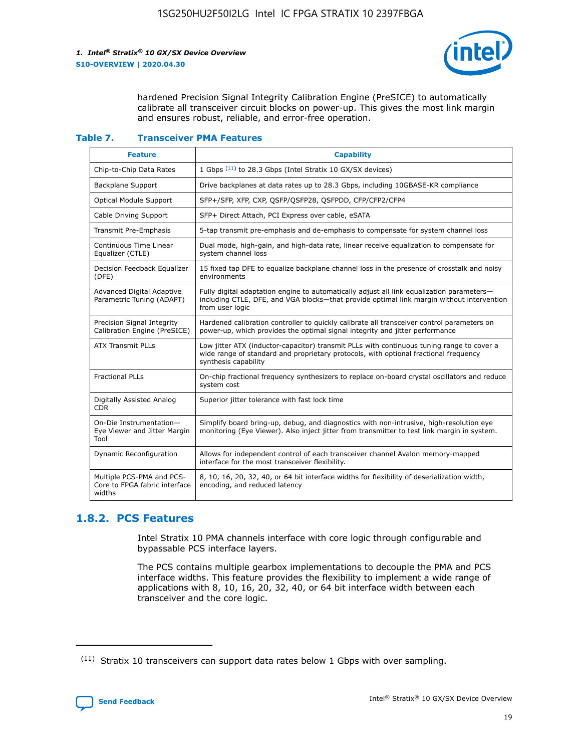hardened Precision Signal Integrity Calibration Engine (PreSICE) to automatically calibrate all transceiver circuit blocks on power-up. This gives the most link margin and ensures robust, reliable, and error-free operation.

**Table 7. Transceiver PMA Features**

| Feature | Capability |
| --- | --- |
| Chip-to-Chip Data Rates | 1 Gbps [11] to 28.3 Gbps (Intel Stratix 10 GX/SX devices) |
| Backplane Support | Drive backplanes at data rates up to 28.3 Gbps, including 10GBASE-KR compliance |
| Optical Module Support | SFP+/SFP, XFP, CXP, QSFP/QSFP28, QSFPDD, CFP/CFP2/CFP4 |
| Cable Driving Support | SFP+ Direct Attach, PCI Express over cable, eSATA |
| Transmit Pre-Emphasis | 5-tap transmit pre-emphasis and de-emphasis to compensate for system channel loss |
| Continuous Time Linear Equalizer (CTLE) | Dual mode, high-gain, and high-data rate, linear receive equalization to compensate for system channel loss |
| Decision Feedback Equalizer (DFE) | 15 fixed tap DFE to equalize backplane channel loss in the presence of crosstalk and noisy environments |
| Advanced Digital Adaptive Parametric Tuning (ADAPT) | Fully digital adaptation engine to automatically adjust all link equalization parameters—including CTLE, DFE, and VGA blocks—that provide optimal link margin without intervention from user logic |
| Precision Signal Integrity Calibration Engine (PreSICE) | Hardened calibration controller to quickly calibrate all transceiver control parameters on power-up, which provides the optimal signal integrity and jitter performance |
| ATX Transmit PLLs | Low jitter ATX (inductor-capacitor) transmit PLLs with continuous tuning range to cover a wide range of standard and proprietary protocols, with optional fractional frequency synthesis capability |
| Fractional PLLs | On-chip fractional frequency synthesizers to replace on-board crystal oscillators and reduce system cost |
| Digitally Assisted Analog CDR | Superior jitter tolerance with fast lock time |
| On-Die Instrumentation—Eye Viewer and Jitter Margin Tool | Simplify board bring-up, debug, and diagnostics with non-intrusive, high-resolution eye monitoring (Eye Viewer). Also inject jitter from transmitter to test link margin in system. |
| Dynamic Reconfiguration | Allows for independent control of each transceiver channel Avalon memory-mapped interface for the most transceiver flexibility. |
| Multiple PCS-PMA and PCS-Core to FPGA fabric interface widths | 8, 10, 16, 20, 32, 40, or 64 bit interface widths for flexibility of deserialization width, encoding, and reduced latency |

## 1.8.2. PCS Features

Intel Stratix 10 PMA channels interface with core logic through configurable and bypassable PCS interface layers.

The PCS contains multiple gearbox implementations to decouple the PMA and PCS interface widths. This feature provides the flexibility to implement a wide range of applications with 8, 10, 16, 20, 32, 40, or 64 bit interface width between each transceiver and the core logic.

(11) Stratix 10 transceivers can support data rates below 1 Gbps with over sampling.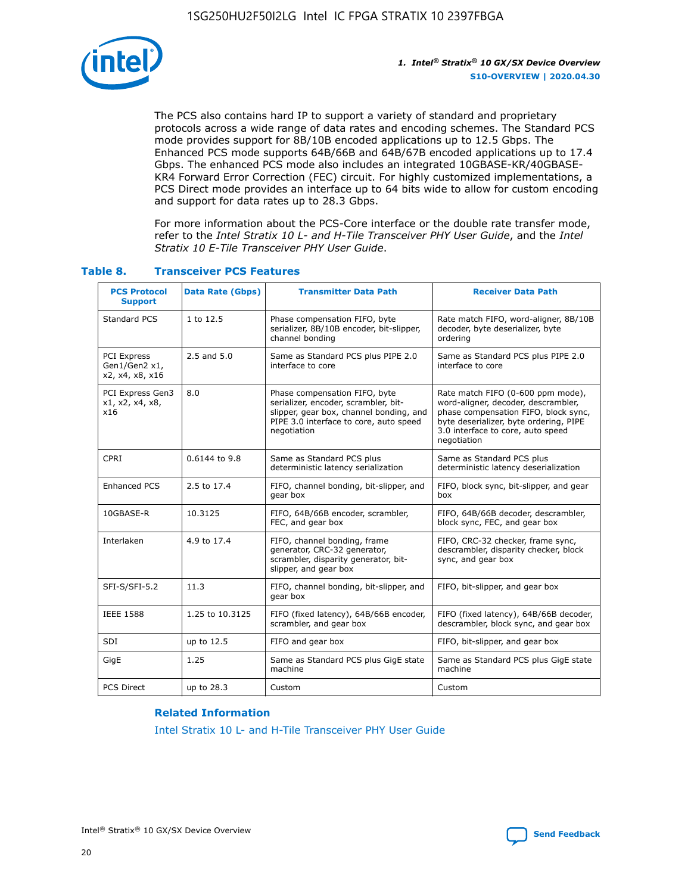The PCS also contains hard IP to support a variety of standard and proprietary protocols across a wide range of data rates and encoding schemes. The Standard PCS mode provides support for 8B/10B encoded applications up to 12.5 Gbps. The Enhanced PCS mode supports 64B/66B and 64B/67B encoded applications up to 17.4 Gbps. The enhanced PCS mode also includes an integrated 10GBASE-KR/40GBASE-KR4 Forward Error Correction (FEC) circuit. For highly customized implementations, a PCS Direct mode provides an interface up to 64 bits wide to allow for custom encoding and support for data rates up to 28.3 Gbps.

For more information about the PCS-Core interface or the double rate transfer mode, refer to the *Intel Stratix 10 L- and H-Tile Transceiver PHY User Guide*, and the *Intel Stratix 10 E-Tile Transceiver PHY User Guide*.

### Table 8. Transceiver PCS Features

| PCS Protocol Support | Data Rate (Gbps) | Transmitter Data Path | Receiver Data Path |
|---|---|---|---|
| Standard PCS | 1 to 12.5 | Phase compensation FIFO, byte serializer, 8B/10B encoder, bit-slipper, channel bonding | Rate match FIFO, word-aligner, 8B/10B decoder, byte deserializer, byte ordering |
| PCI Express Gen1/Gen2 x1, x2, x4, x8, x16 | 2.5 and 5.0 | Same as Standard PCS plus PIPE 2.0 interface to core | Same as Standard PCS plus PIPE 2.0 interface to core |
| PCI Express Gen3 x1, x2, x4, x8, x16 | 8.0 | Phase compensation FIFO, byte serializer, encoder, scrambler, bit-slipper, gear box, channel bonding, and PIPE 3.0 interface to core, auto speed negotiation | Rate match FIFO (0-600 ppm mode), word-aligner, decoder, descrambler, phase compensation FIFO, block sync, byte deserializer, byte ordering, PIPE 3.0 interface to core, auto speed negotiation |
| CPRI | 0.6144 to 9.8 | Same as Standard PCS plus deterministic latency serialization | Same as Standard PCS plus deterministic latency deserialization |
| Enhanced PCS | 2.5 to 17.4 | FIFO, channel bonding, bit-slipper, and gear box | FIFO, block sync, bit-slipper, and gear box |
| 10GBASE-R | 10.3125 | FIFO, 64B/66B encoder, scrambler, FEC, and gear box | FIFO, 64B/66B decoder, descrambler, block sync, FEC, and gear box |
| Interlaken | 4.9 to 17.4 | FIFO, channel bonding, frame generator, CRC-32 generator, scrambler, disparity generator, bit-slipper, and gear box | FIFO, CRC-32 checker, frame sync, descrambler, disparity checker, block sync, and gear box |
| SFI-S/SFI-5.2 | 11.3 | FIFO, channel bonding, bit-slipper, and gear box | FIFO, bit-slipper, and gear box |
| IEEE 1588 | 1.25 to 10.3125 | FIFO (fixed latency), 64B/66B encoder, scrambler, and gear box | FIFO (fixed latency), 64B/66B decoder, descrambler, block sync, and gear box |
| SDI | up to 12.5 | FIFO and gear box | FIFO, bit-slipper, and gear box |
| GigE | 1.25 | Same as Standard PCS plus GigE state machine | Same as Standard PCS plus GigE state machine |
| PCS Direct | up to 28.3 | Custom | Custom |

#### Related Information

Intel Stratix 10 L- and H-Tile Transceiver PHY User Guide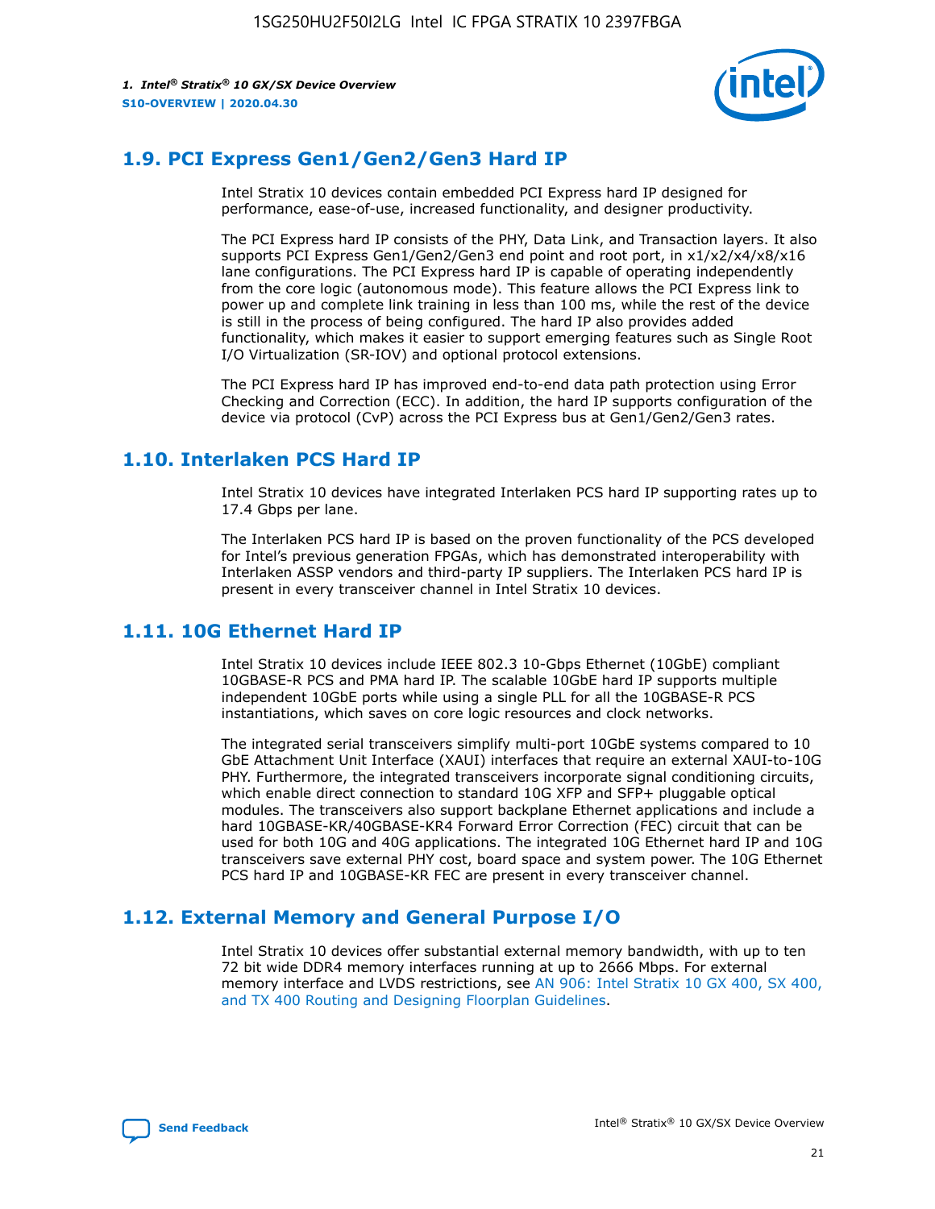## 1.9. PCI Express Gen1/Gen2/Gen3 Hard IP

Intel Stratix 10 devices contain embedded PCI Express hard IP designed for performance, ease-of-use, increased functionality, and designer productivity.

The PCI Express hard IP consists of the PHY, Data Link, and Transaction layers. It also supports PCI Express Gen1/Gen2/Gen3 end point and root port, in x1/x2/x4/x8/x16 lane configurations. The PCI Express hard IP is capable of operating independently from the core logic (autonomous mode). This feature allows the PCI Express link to power up and complete link training in less than 100 ms, while the rest of the device is still in the process of being configured. The hard IP also provides added functionality, which makes it easier to support emerging features such as Single Root I/O Virtualization (SR-IOV) and optional protocol extensions.

The PCI Express hard IP has improved end-to-end data path protection using Error Checking and Correction (ECC). In addition, the hard IP supports configuration of the device via protocol (CvP) across the PCI Express bus at Gen1/Gen2/Gen3 rates.

## 1.10. Interlaken PCS Hard IP

Intel Stratix 10 devices have integrated Interlaken PCS hard IP supporting rates up to 17.4 Gbps per lane.

The Interlaken PCS hard IP is based on the proven functionality of the PCS developed for Intel's previous generation FPGAs, which has demonstrated interoperability with Interlaken ASSP vendors and third-party IP suppliers. The Interlaken PCS hard IP is present in every transceiver channel in Intel Stratix 10 devices.

## 1.11. 10G Ethernet Hard IP

Intel Stratix 10 devices include IEEE 802.3 10-Gbps Ethernet (10GbE) compliant 10GBASE-R PCS and PMA hard IP. The scalable 10GbE hard IP supports multiple independent 10GbE ports while using a single PLL for all the 10GBASE-R PCS instantiations, which saves on core logic resources and clock networks.

The integrated serial transceivers simplify multi-port 10GbE systems compared to 10 GbE Attachment Unit Interface (XAUI) interfaces that require an external XAUI-to-10G PHY. Furthermore, the integrated transceivers incorporate signal conditioning circuits, which enable direct connection to standard 10G XFP and SFP+ pluggable optical modules. The transceivers also support backplane Ethernet applications and include a hard 10GBASE-KR/40GBASE-KR4 Forward Error Correction (FEC) circuit that can be used for both 10G and 40G applications. The integrated 10G Ethernet hard IP and 10G transceivers save external PHY cost, board space and system power. The 10G Ethernet PCS hard IP and 10GBASE-KR FEC are present in every transceiver channel.

## 1.12. External Memory and General Purpose I/O

Intel Stratix 10 devices offer substantial external memory bandwidth, with up to ten 72 bit wide DDR4 memory interfaces running at up to 2666 Mbps. For external memory interface and LVDS restrictions, see AN 906: Intel Stratix 10 GX 400, SX 400, and TX 400 Routing and Designing Floorplan Guidelines.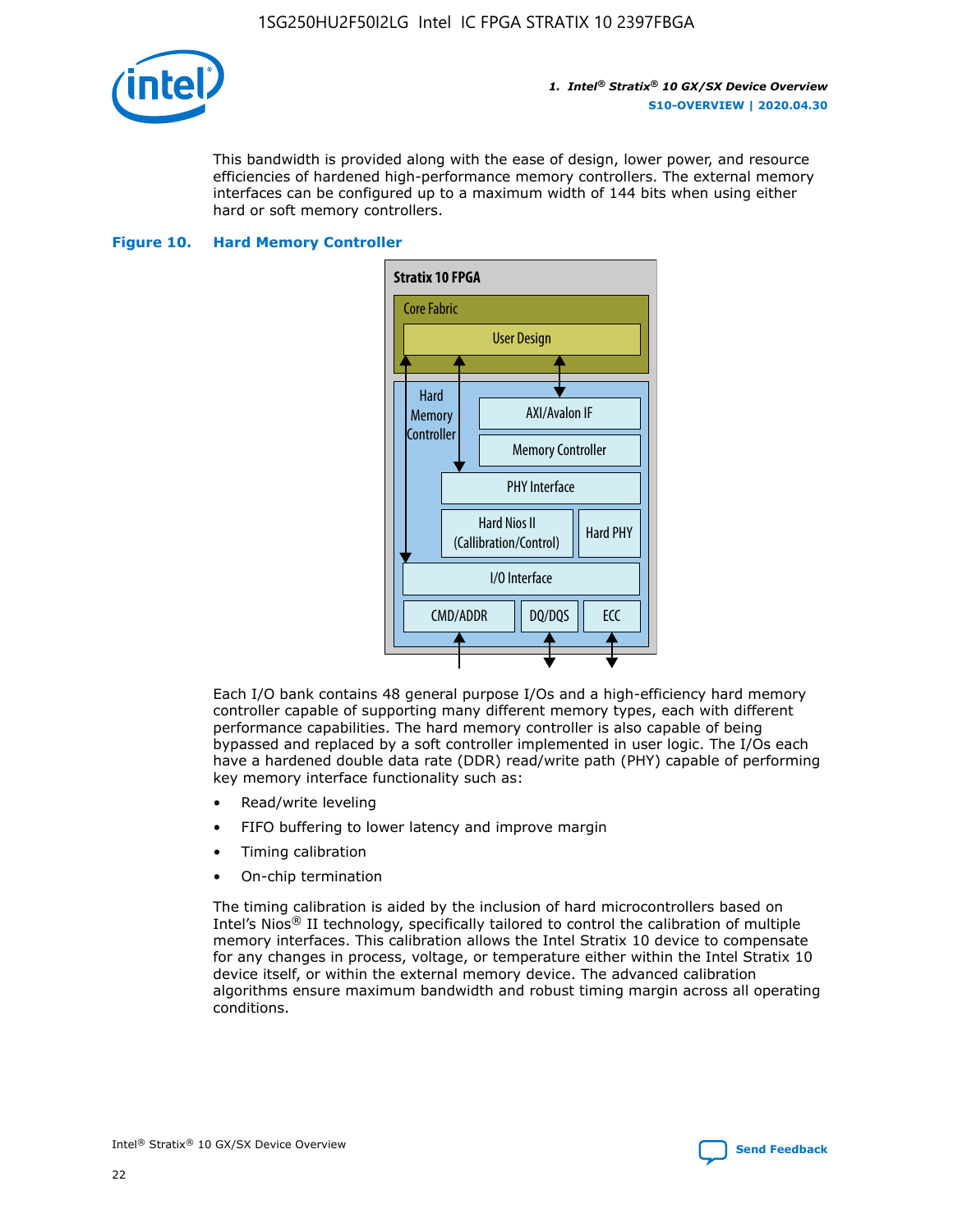This bandwidth is provided along with the ease of design, lower power, and resource efficiencies of hardened high-performance memory controllers. The external memory interfaces can be configured up to a maximum width of 144 bits when using either hard or soft memory controllers.

**Figure 10. Hard Memory Controller**

Each I/O bank contains 48 general purpose I/Os and a high-efficiency hard memory controller capable of supporting many different memory types, each with different performance capabilities. The hard memory controller is also capable of being bypassed and replaced by a soft controller implemented in user logic. The I/Os each have a hardened double data rate (DDR) read/write path (PHY) capable of performing key memory interface functionality such as:

- Read/write leveling
- FIFO buffering to lower latency and improve margin
- Timing calibration
- On-chip termination

The timing calibration is aided by the inclusion of hard microcontrollers based on Intel's Nios® II technology, specifically tailored to control the calibration of multiple memory interfaces. This calibration allows the Intel Stratix 10 device to compensate for any changes in process, voltage, or temperature either within the Intel Stratix 10 device itself, or within the external memory device. The advanced calibration algorithms ensure maximum bandwidth and robust timing margin across all operating conditions.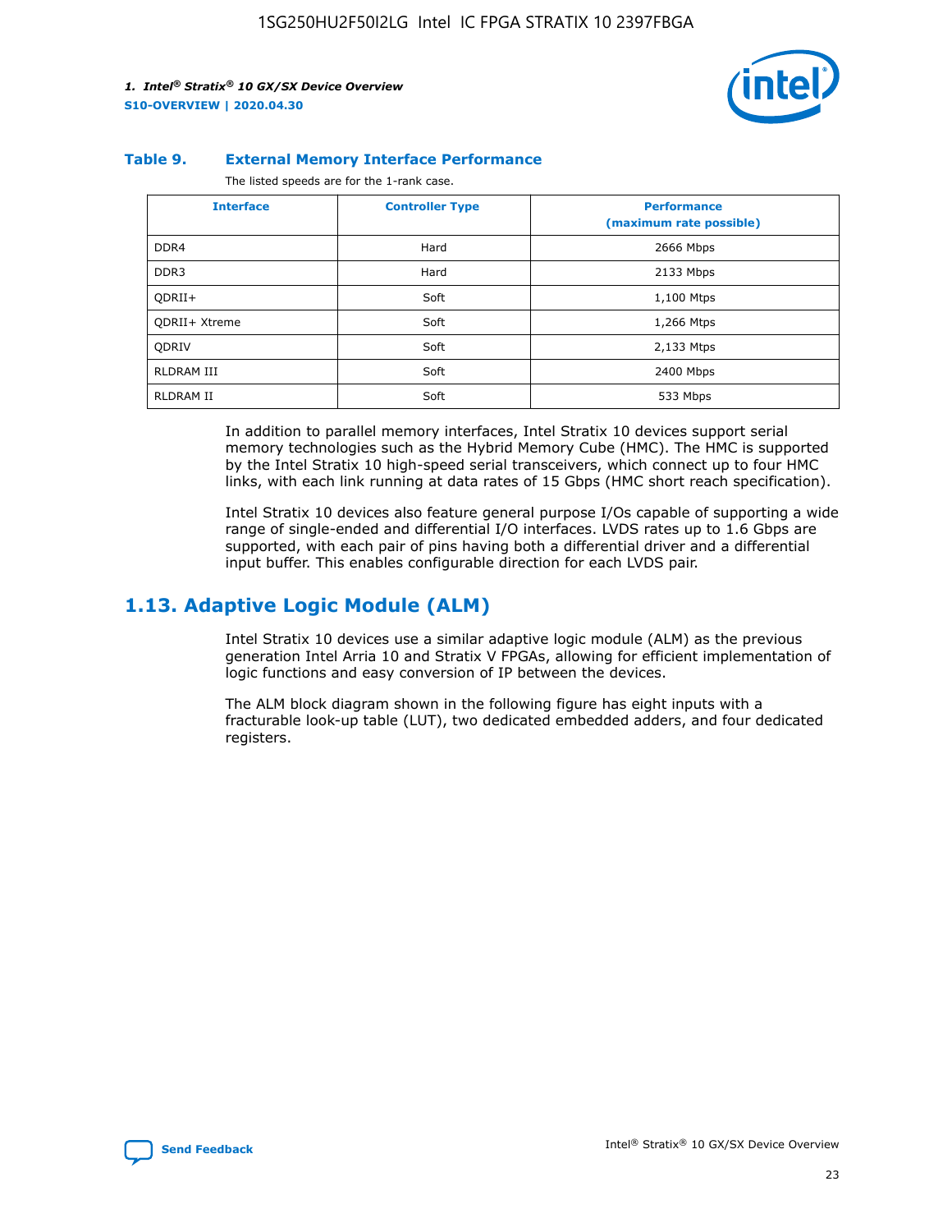**Table 9. External Memory Interface Performance**

The listed speeds are for the 1-rank case.

| Interface | Controller Type | Performance (maximum rate possible) |
|---|---|---|
| DDR4 | Hard | 2666 Mbps |
| DDR3 | Hard | 2133 Mbps |
| QDRII+ | Soft | 1,100 Mtps |
| QDRII+ Xtreme | Soft | 1,266 Mtps |
| QDRIV | Soft | 2,133 Mtps |
| RLDRAM III | Soft | 2400 Mbps |
| RLDRAM II | Soft | 533 Mbps |

In addition to parallel memory interfaces, Intel Stratix 10 devices support serial memory technologies such as the Hybrid Memory Cube (HMC). The HMC is supported by the Intel Stratix 10 high-speed serial transceivers, which connect up to four HMC links, with each link running at data rates of 15 Gbps (HMC short reach specification).

Intel Stratix 10 devices also feature general purpose I/Os capable of supporting a wide range of single-ended and differential I/O interfaces. LVDS rates up to 1.6 Gbps are supported, with each pair of pins having both a differential driver and a differential input buffer. This enables configurable direction for each LVDS pair.

## 1.13. Adaptive Logic Module (ALM)

Intel Stratix 10 devices use a similar adaptive logic module (ALM) as the previous generation Intel Arria 10 and Stratix V FPGAs, allowing for efficient implementation of logic functions and easy conversion of IP between the devices.

The ALM block diagram shown in the following figure has eight inputs with a fracturable look-up table (LUT), two dedicated embedded adders, and four dedicated registers.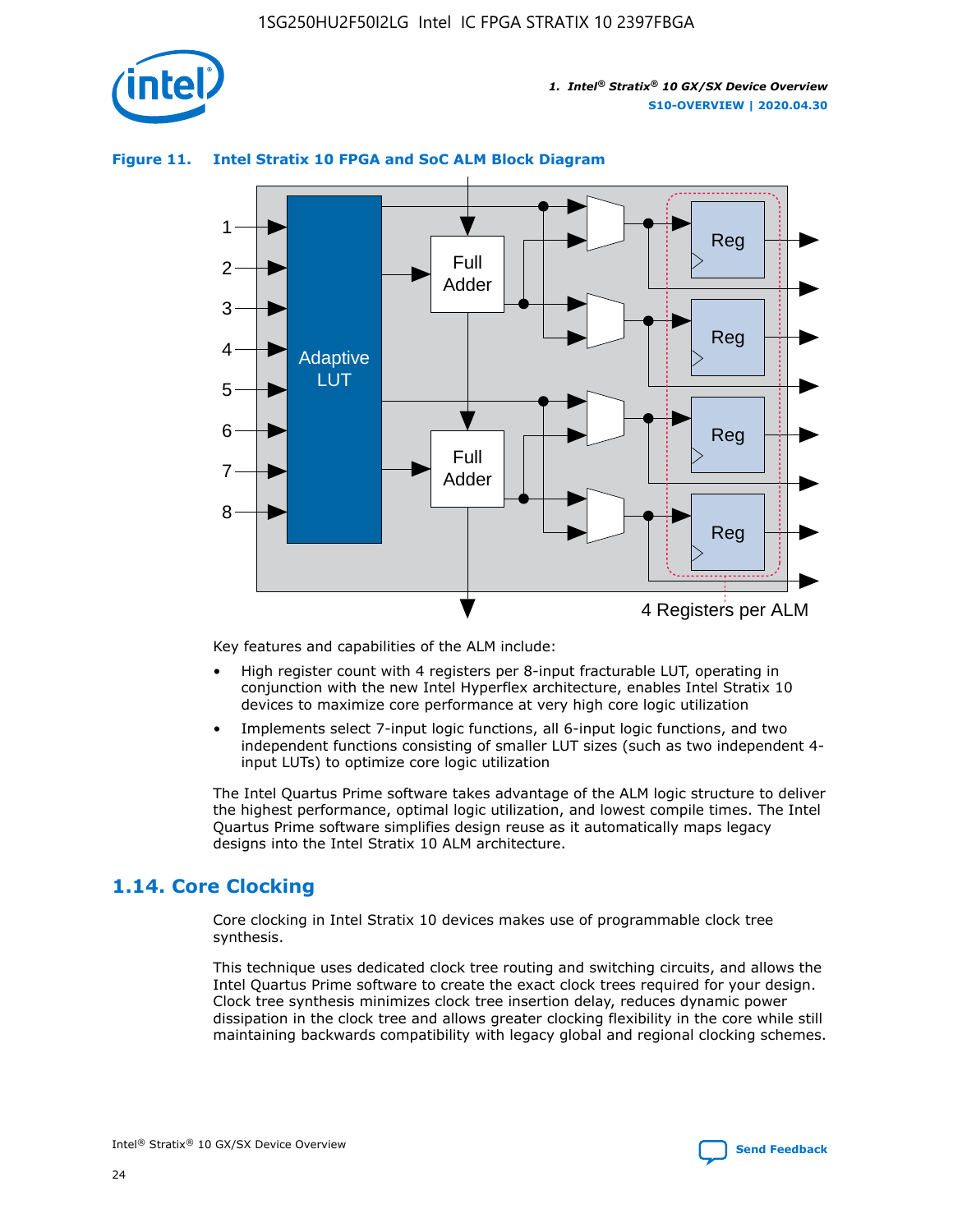**Figure 11. Intel Stratix 10 FPGA and SoC ALM Block Diagram**

Key features and capabilities of the ALM include:

- High register count with 4 registers per 8-input fracturable LUT, operating in conjunction with the new Intel Hyperflex architecture, enables Intel Stratix 10 devices to maximize core performance at very high core logic utilization
- Implements select 7-input logic functions, all 6-input logic functions, and two independent functions consisting of smaller LUT sizes (such as two independent 4-input LUTs) to optimize core logic utilization

The Intel Quartus Prime software takes advantage of the ALM logic structure to deliver the highest performance, optimal logic utilization, and lowest compile times. The Intel Quartus Prime software simplifies design reuse as it automatically maps legacy designs into the Intel Stratix 10 ALM architecture.

## 1.14. Core Clocking

Core clocking in Intel Stratix 10 devices makes use of programmable clock tree synthesis.

This technique uses dedicated clock tree routing and switching circuits, and allows the Intel Quartus Prime software to create the exact clock trees required for your design. Clock tree synthesis minimizes clock tree insertion delay, reduces dynamic power dissipation in the clock tree and allows greater clocking flexibility in the core while still maintaining backwards compatibility with legacy global and regional clocking schemes.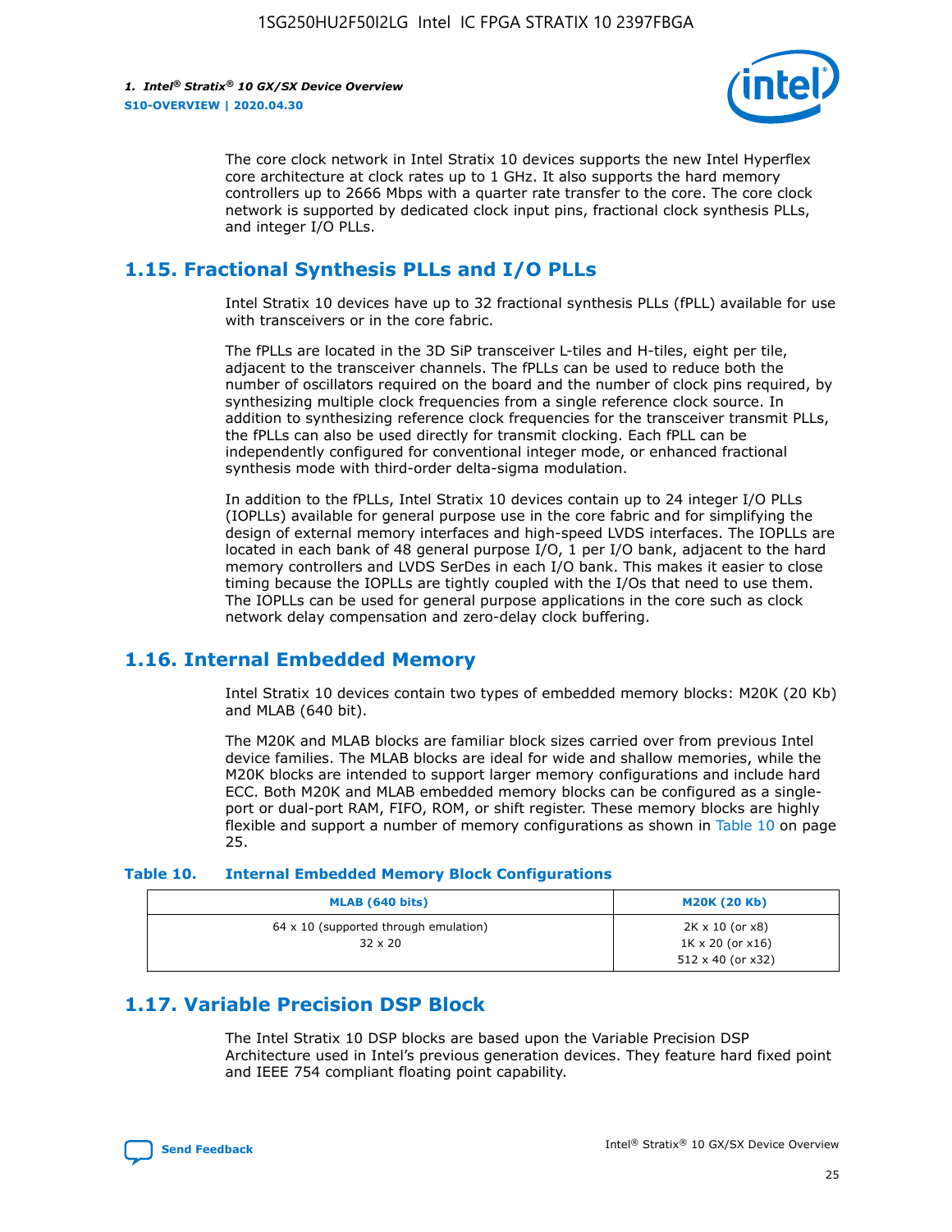The core clock network in Intel Stratix 10 devices supports the new Intel Hyperflex core architecture at clock rates up to 1 GHz. It also supports the hard memory controllers up to 2666 Mbps with a quarter rate transfer to the core. The core clock network is supported by dedicated clock input pins, fractional clock synthesis PLLs, and integer I/O PLLs.

## 1.15. Fractional Synthesis PLLs and I/O PLLs

Intel Stratix 10 devices have up to 32 fractional synthesis PLLs (fPLL) available for use with transceivers or in the core fabric.

The fPLLs are located in the 3D SiP transceiver L-tiles and H-tiles, eight per tile, adjacent to the transceiver channels. The fPLLs can be used to reduce both the number of oscillators required on the board and the number of clock pins required, by synthesizing multiple clock frequencies from a single reference clock source. In addition to synthesizing reference clock frequencies for the transceiver transmit PLLs, the fPLLs can also be used directly for transmit clocking. Each fPLL can be independently configured for conventional integer mode, or enhanced fractional synthesis mode with third-order delta-sigma modulation.

In addition to the fPLLs, Intel Stratix 10 devices contain up to 24 integer I/O PLLs (IOPLLs) available for general purpose use in the core fabric and for simplifying the design of external memory interfaces and high-speed LVDS interfaces. The IOPLLs are located in each bank of 48 general purpose I/O, 1 per I/O bank, adjacent to the hard memory controllers and LVDS SerDes in each I/O bank. This makes it easier to close timing because the IOPLLs are tightly coupled with the I/Os that need to use them. The IOPLLs can be used for general purpose applications in the core such as clock network delay compensation and zero-delay clock buffering.

## 1.16. Internal Embedded Memory

Intel Stratix 10 devices contain two types of embedded memory blocks: M20K (20 Kb) and MLAB (640 bit).

The M20K and MLAB blocks are familiar block sizes carried over from previous Intel device families. The MLAB blocks are ideal for wide and shallow memories, while the M20K blocks are intended to support larger memory configurations and include hard ECC. Both M20K and MLAB embedded memory blocks can be configured as a single-port or dual-port RAM, FIFO, ROM, or shift register. These memory blocks are highly flexible and support a number of memory configurations as shown in Table 10 on page 25.

**Table 10. Internal Embedded Memory Block Configurations**

| MLAB (640 bits) | M20K (20 Kb) |
|---|---|
| 64 x 10 (supported through emulation)<br>32 x 20 | 2K x 10 (or x8)<br>1K x 20 (or x16)<br>512 x 40 (or x32) |

## 1.17. Variable Precision DSP Block

The Intel Stratix 10 DSP blocks are based upon the Variable Precision DSP Architecture used in Intel's previous generation devices. They feature hard fixed point and IEEE 754 compliant floating point capability.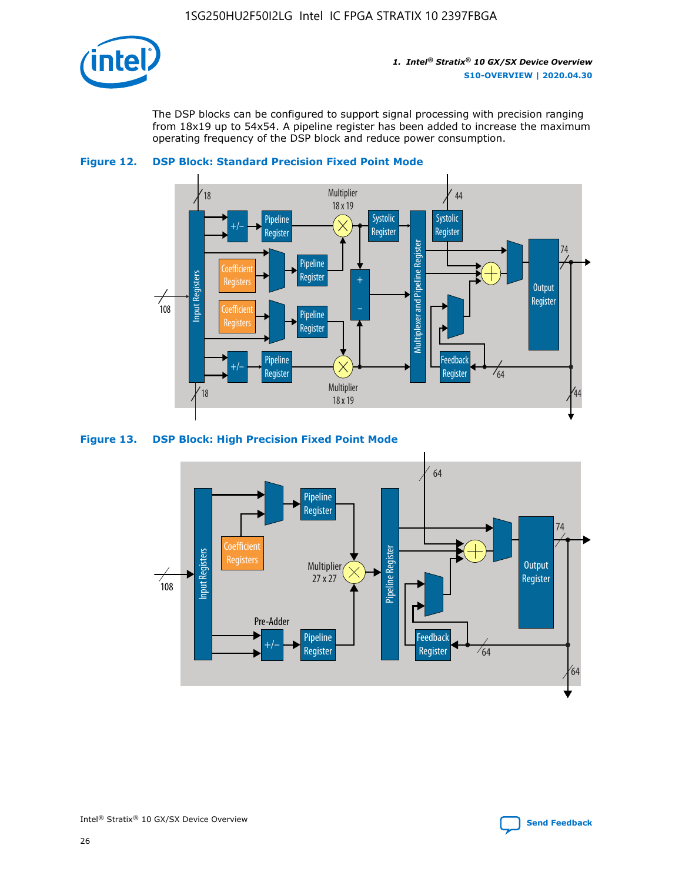The DSP blocks can be configured to support signal processing with precision ranging from 18x19 up to 54x54. A pipeline register has been added to increase the maximum operating frequency of the DSP block and reduce power consumption.

**Figure 12. DSP Block: Standard Precision Fixed Point Mode**

**Figure 13. DSP Block: High Precision Fixed Point Mode**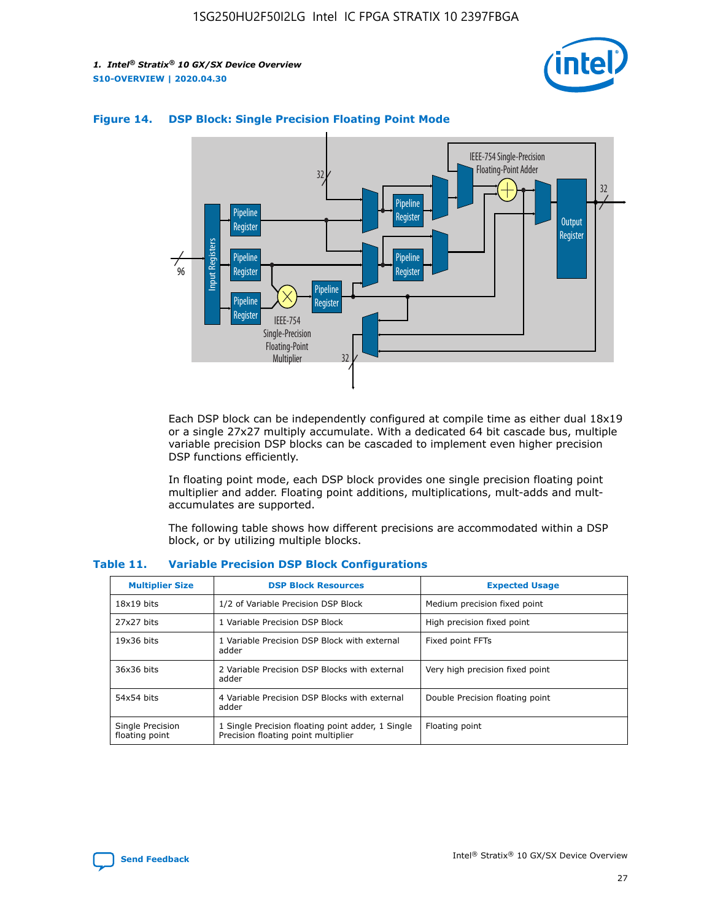**Figure 14. DSP Block: Single Precision Floating Point Mode**

Each DSP block can be independently configured at compile time as either dual 18x19 or a single 27x27 multiply accumulate. With a dedicated 64 bit cascade bus, multiple variable precision DSP blocks can be cascaded to implement even higher precision DSP functions efficiently.

In floating point mode, each DSP block provides one single precision floating point multiplier and adder. Floating point additions, multiplications, mult-adds and mult-accumulates are supported.

The following table shows how different precisions are accommodated within a DSP block, or by utilizing multiple blocks.

**Table 11. Variable Precision DSP Block Configurations**

| Multiplier Size | DSP Block Resources | Expected Usage |
| --- | --- | --- |
| 18x19 bits | 1/2 of Variable Precision DSP Block | Medium precision fixed point |
| 27x27 bits | 1 Variable Precision DSP Block | High precision fixed point |
| 19x36 bits | 1 Variable Precision DSP Block with external adder | Fixed point FFTs |
| 36x36 bits | 2 Variable Precision DSP Blocks with external adder | Very high precision fixed point |
| 54x54 bits | 4 Variable Precision DSP Blocks with external adder | Double Precision floating point |
| Single Precision floating point | 1 Single Precision floating point adder, 1 Single Precision floating point multiplier | Floating point |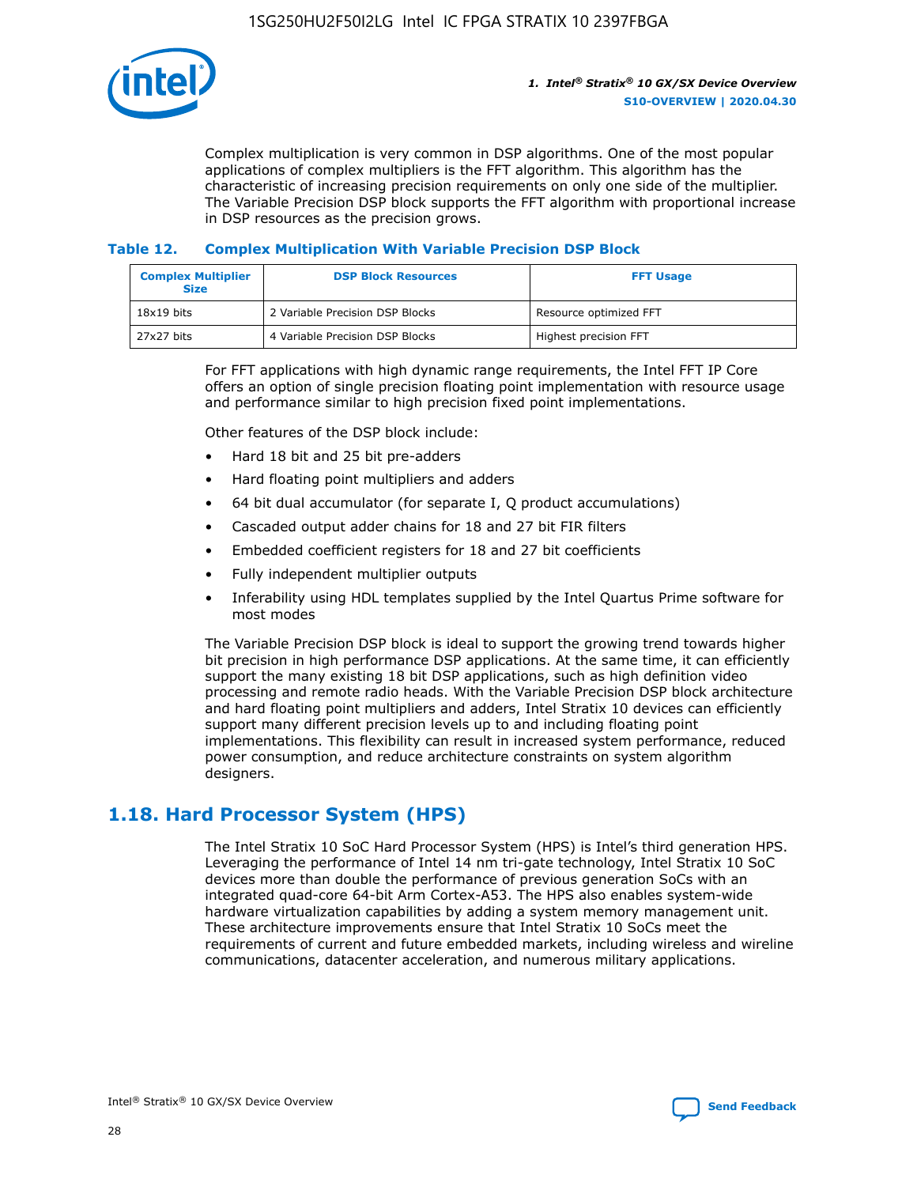Complex multiplication is very common in DSP algorithms. One of the most popular applications of complex multipliers is the FFT algorithm. This algorithm has the characteristic of increasing precision requirements on only one side of the multiplier. The Variable Precision DSP block supports the FFT algorithm with proportional increase in DSP resources as the precision grows.

### Table 12. Complex Multiplication With Variable Precision DSP Block

| Complex Multiplier Size | DSP Block Resources | FFT Usage |
| --- | --- | --- |
| 18x19 bits | 2 Variable Precision DSP Blocks | Resource optimized FFT |
| 27x27 bits | 4 Variable Precision DSP Blocks | Highest precision FFT |

For FFT applications with high dynamic range requirements, the Intel FFT IP Core offers an option of single precision floating point implementation with resource usage and performance similar to high precision fixed point implementations.

Other features of the DSP block include:

- Hard 18 bit and 25 bit pre-adders
- Hard floating point multipliers and adders
- 64 bit dual accumulator (for separate I, Q product accumulations)
- Cascaded output adder chains for 18 and 27 bit FIR filters
- Embedded coefficient registers for 18 and 27 bit coefficients
- Fully independent multiplier outputs
- Inferability using HDL templates supplied by the Intel Quartus Prime software for most modes

The Variable Precision DSP block is ideal to support the growing trend towards higher bit precision in high performance DSP applications. At the same time, it can efficiently support the many existing 18 bit DSP applications, such as high definition video processing and remote radio heads. With the Variable Precision DSP block architecture and hard floating point multipliers and adders, Intel Stratix 10 devices can efficiently support many different precision levels up to and including floating point implementations. This flexibility can result in increased system performance, reduced power consumption, and reduce architecture constraints on system algorithm designers.

## 1.18. Hard Processor System (HPS)

The Intel Stratix 10 SoC Hard Processor System (HPS) is Intel's third generation HPS. Leveraging the performance of Intel 14 nm tri-gate technology, Intel Stratix 10 SoC devices more than double the performance of previous generation SoCs with an integrated quad-core 64-bit Arm Cortex-A53. The HPS also enables system-wide hardware virtualization capabilities by adding a system memory management unit. These architecture improvements ensure that Intel Stratix 10 SoCs meet the requirements of current and future embedded markets, including wireless and wireline communications, datacenter acceleration, and numerous military applications.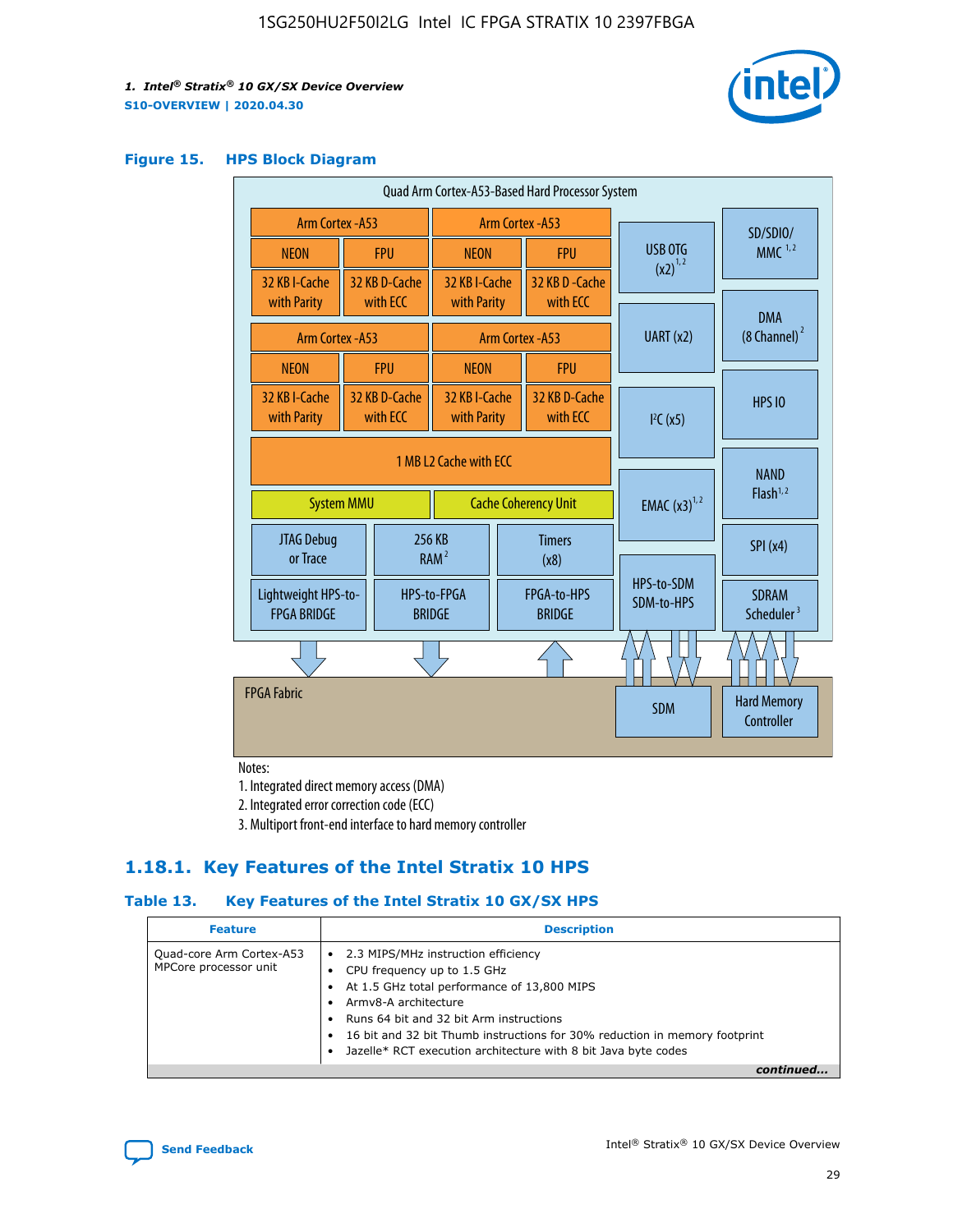#### Figure 15. HPS Block Diagram

Quad Arm Cortex-A53-Based Hard Processor System

| Arm Cortex -A53 | | Arm Cortex -A53 | |
|---|---|---|---|
| NEON | FPU | NEON | FPU |
| 32 KB I-Cache with Parity | 32 KB D-Cache with ECC | 32 KB I-Cache with Parity | 32 KB D -Cache with ECC |
| Arm Cortex -A53 | | Arm Cortex -A53 | |
| NEON | FPU | NEON | FPU |
| 32 KB I-Cache with Parity | 32 KB D-Cache with ECC | 32 KB I-Cache with Parity | 32 KB D-Cache with ECC |

1 MB L2 Cache with ECC

System MMU | Cache Coherency Unit

JTAG Debug or Trace | 256 KB RAM [2] | Timers (x8)

Lightweight HPS-to-FPGA BRIDGE | HPS-to-FPGA BRIDGE | FPGA-to-HPS BRIDGE

USB OTG (x2) [1,2] | UART (x2) | I²C (x5) | EMAC (x3) [1,2] | HPS-to-SDM SDM-to-HPS

SD/SDIO/MMC [1,2] | DMA (8 Channel) [2] | HPS IO | NAND Flash [1,2] | SPI (x4) | SDRAM Scheduler [3]

FPGA Fabric | SDM | Hard Memory Controller

Notes:
1. Integrated direct memory access (DMA)
2. Integrated error correction code (ECC)
3. Multiport front-end interface to hard memory controller

### 1.18.1. Key Features of the Intel Stratix 10 HPS

#### Table 13. Key Features of the Intel Stratix 10 GX/SX HPS

| Feature | Description |
|---|---|
| Quad-core Arm Cortex-A53 MPCore processor unit | • 2.3 MIPS/MHz instruction efficiency<br>• CPU frequency up to 1.5 GHz<br>• At 1.5 GHz total performance of 13,800 MIPS<br>• Armv8-A architecture<br>• Runs 64 bit and 32 bit Arm instructions<br>• 16 bit and 32 bit Thumb instructions for 30% reduction in memory footprint<br>• Jazelle* RCT execution architecture with 8 bit Java byte codes |

*continued...*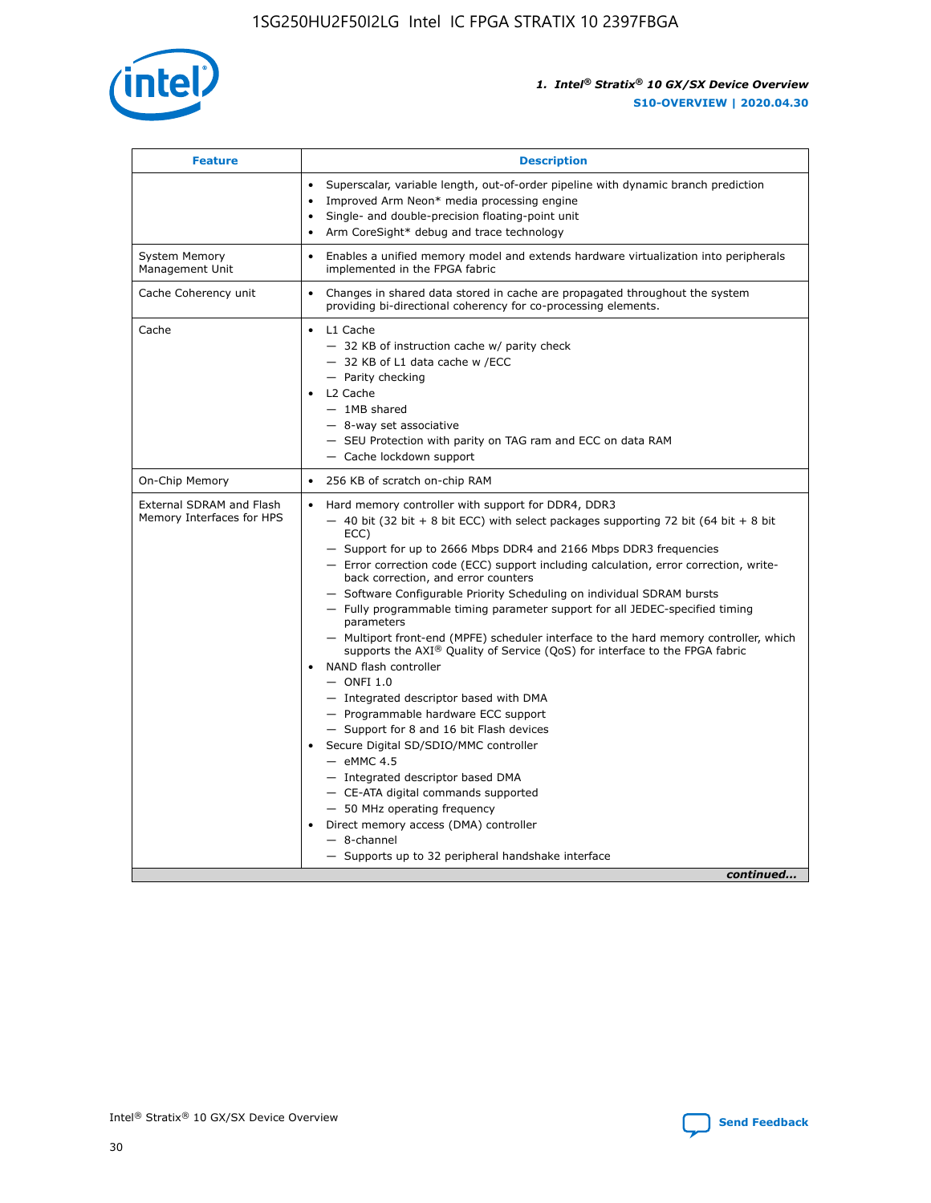| Feature | Description |
| --- | --- |
| | • Superscalar, variable length, out-of-order pipeline with dynamic branch prediction<br>• Improved Arm Neon* media processing engine<br>• Single- and double-precision floating-point unit<br>• Arm CoreSight* debug and trace technology |
| System Memory Management Unit | • Enables a unified memory model and extends hardware virtualization into peripherals implemented in the FPGA fabric |
| Cache Coherency unit | • Changes in shared data stored in cache are propagated throughout the system providing bi-directional coherency for co-processing elements. |
| Cache | • L1 Cache<br>— 32 KB of instruction cache w/ parity check<br>— 32 KB of L1 data cache w /ECC<br>— Parity checking<br>• L2 Cache<br>— 1MB shared<br>— 8-way set associative<br>— SEU Protection with parity on TAG ram and ECC on data RAM<br>— Cache lockdown support |
| On-Chip Memory | • 256 KB of scratch on-chip RAM |
| External SDRAM and Flash Memory Interfaces for HPS | • Hard memory controller with support for DDR4, DDR3<br>— 40 bit (32 bit + 8 bit ECC) with select packages supporting 72 bit (64 bit + 8 bit ECC)<br>— Support for up to 2666 Mbps DDR4 and 2166 Mbps DDR3 frequencies<br>— Error correction code (ECC) support including calculation, error correction, write-back correction, and error counters<br>— Software Configurable Priority Scheduling on individual SDRAM bursts<br>— Fully programmable timing parameter support for all JEDEC-specified timing parameters<br>— Multiport front-end (MPFE) scheduler interface to the hard memory controller, which supports the AXI® Quality of Service (QoS) for interface to the FPGA fabric<br>• NAND flash controller<br>— ONFI 1.0<br>— Integrated descriptor based with DMA<br>— Programmable hardware ECC support<br>— Support for 8 and 16 bit Flash devices<br>• Secure Digital SD/SDIO/MMC controller<br>— eMMC 4.5<br>— Integrated descriptor based DMA<br>— CE-ATA digital commands supported<br>— 50 MHz operating frequency<br>• Direct memory access (DMA) controller<br>— 8-channel<br>— Supports up to 32 peripheral handshake interface |

*continued...*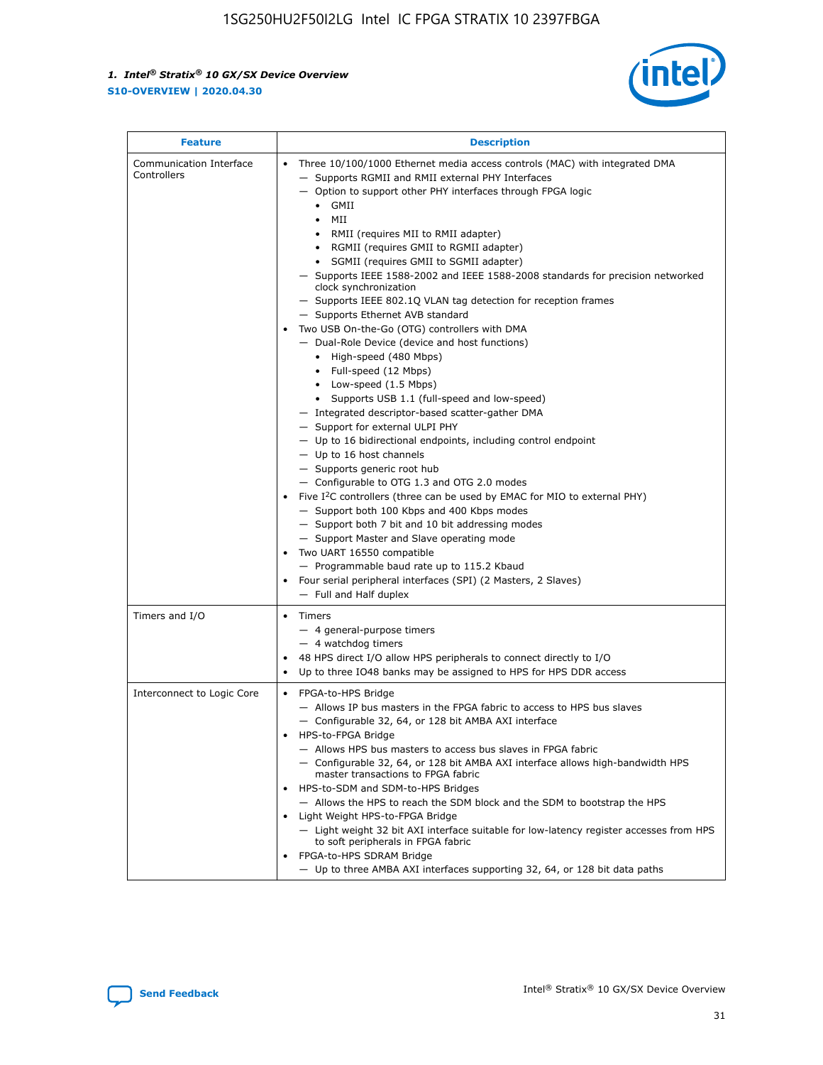| Feature | Description |
| --- | --- |
| Communication Interface Controllers | • Three 10/100/1000 Ethernet media access controls (MAC) with integrated DMA<br>— Supports RGMII and RMII external PHY Interfaces<br>— Option to support other PHY interfaces through FPGA logic<br>• GMII<br>• MII<br>• RMII (requires MII to RMII adapter)<br>• RGMII (requires GMII to RGMII adapter)<br>• SGMII (requires GMII to SGMII adapter)<br>— Supports IEEE 1588-2002 and IEEE 1588-2008 standards for precision networked clock synchronization<br>— Supports IEEE 802.1Q VLAN tag detection for reception frames<br>— Supports Ethernet AVB standard<br>• Two USB On-the-Go (OTG) controllers with DMA<br>— Dual-Role Device (device and host functions)<br>• High-speed (480 Mbps)<br>• Full-speed (12 Mbps)<br>• Low-speed (1.5 Mbps)<br>• Supports USB 1.1 (full-speed and low-speed)<br>— Integrated descriptor-based scatter-gather DMA<br>— Support for external ULPI PHY<br>— Up to 16 bidirectional endpoints, including control endpoint<br>— Up to 16 host channels<br>— Supports generic root hub<br>— Configurable to OTG 1.3 and OTG 2.0 modes<br>• Five I²C controllers (three can be used by EMAC for MIO to external PHY)<br>— Support both 100 Kbps and 400 Kbps modes<br>— Support both 7 bit and 10 bit addressing modes<br>— Support Master and Slave operating mode<br>• Two UART 16550 compatible<br>— Programmable baud rate up to 115.2 Kbaud<br>• Four serial peripheral interfaces (SPI) (2 Masters, 2 Slaves)<br>— Full and Half duplex |
| Timers and I/O | • Timers<br>— 4 general-purpose timers<br>— 4 watchdog timers<br>• 48 HPS direct I/O allow HPS peripherals to connect directly to I/O<br>• Up to three IO48 banks may be assigned to HPS for HPS DDR access |
| Interconnect to Logic Core | • FPGA-to-HPS Bridge<br>— Allows IP bus masters in the FPGA fabric to access to HPS bus slaves<br>— Configurable 32, 64, or 128 bit AMBA AXI interface<br>• HPS-to-FPGA Bridge<br>— Allows HPS bus masters to access bus slaves in FPGA fabric<br>— Configurable 32, 64, or 128 bit AMBA AXI interface allows high-bandwidth HPS master transactions to FPGA fabric<br>• HPS-to-SDM and SDM-to-HPS Bridges<br>— Allows the HPS to reach the SDM block and the SDM to bootstrap the HPS<br>• Light Weight HPS-to-FPGA Bridge<br>— Light weight 32 bit AXI interface suitable for low-latency register accesses from HPS to soft peripherals in FPGA fabric<br>• FPGA-to-HPS SDRAM Bridge<br>— Up to three AMBA AXI interfaces supporting 32, 64, or 128 bit data paths |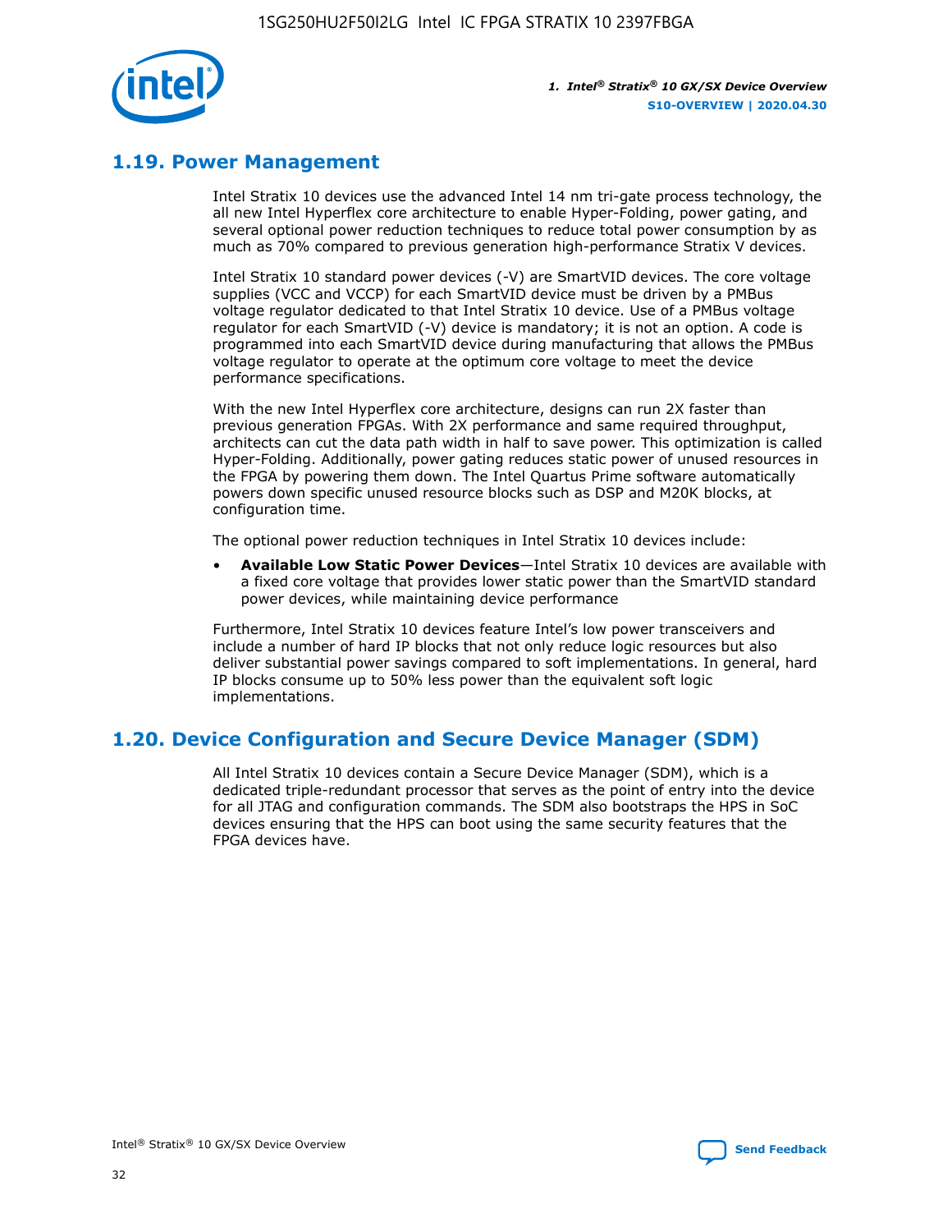## 1.19. Power Management

Intel Stratix 10 devices use the advanced Intel 14 nm tri-gate process technology, the all new Intel Hyperflex core architecture to enable Hyper-Folding, power gating, and several optional power reduction techniques to reduce total power consumption by as much as 70% compared to previous generation high-performance Stratix V devices.

Intel Stratix 10 standard power devices (-V) are SmartVID devices. The core voltage supplies (VCC and VCCP) for each SmartVID device must be driven by a PMBus voltage regulator dedicated to that Intel Stratix 10 device. Use of a PMBus voltage regulator for each SmartVID (-V) device is mandatory; it is not an option. A code is programmed into each SmartVID device during manufacturing that allows the PMBus voltage regulator to operate at the optimum core voltage to meet the device performance specifications.

With the new Intel Hyperflex core architecture, designs can run 2X faster than previous generation FPGAs. With 2X performance and same required throughput, architects can cut the data path width in half to save power. This optimization is called Hyper-Folding. Additionally, power gating reduces static power of unused resources in the FPGA by powering them down. The Intel Quartus Prime software automatically powers down specific unused resource blocks such as DSP and M20K blocks, at configuration time.

The optional power reduction techniques in Intel Stratix 10 devices include:

- **Available Low Static Power Devices**—Intel Stratix 10 devices are available with a fixed core voltage that provides lower static power than the SmartVID standard power devices, while maintaining device performance

Furthermore, Intel Stratix 10 devices feature Intel's low power transceivers and include a number of hard IP blocks that not only reduce logic resources but also deliver substantial power savings compared to soft implementations. In general, hard IP blocks consume up to 50% less power than the equivalent soft logic implementations.

## 1.20. Device Configuration and Secure Device Manager (SDM)

All Intel Stratix 10 devices contain a Secure Device Manager (SDM), which is a dedicated triple-redundant processor that serves as the point of entry into the device for all JTAG and configuration commands. The SDM also bootstraps the HPS in SoC devices ensuring that the HPS can boot using the same security features that the FPGA devices have.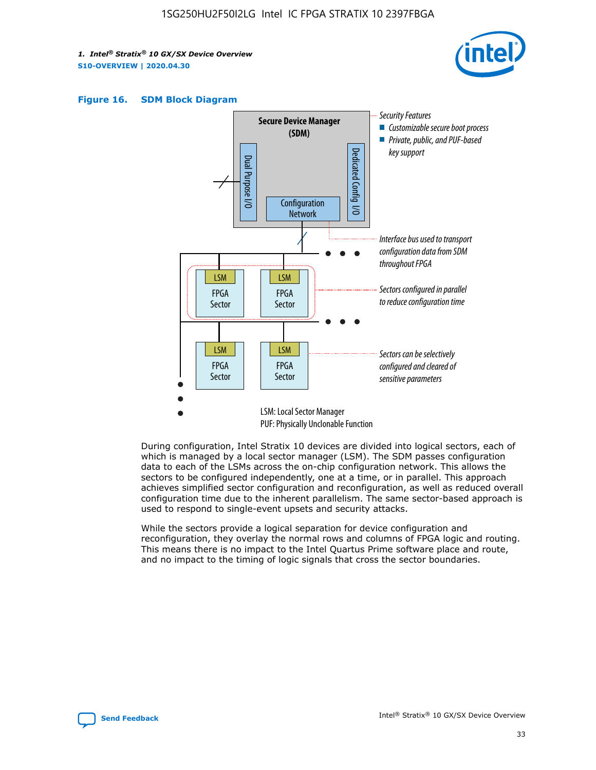**Figure 16. SDM Block Diagram**

Secure Device Manager (SDM)

Dual Purpose I/O

Dedicated Config I/O

Configuration Network

Security Features
- Customizable secure boot process
- Private, public, and PUF-based key support

Interface bus used to transport configuration data from SDM throughout FPGA

Sectors configured in parallel to reduce configuration time

Sectors can be selectively configured and cleared of sensitive parameters

LSM: Local Sector Manager
PUF: Physically Unclonable Function

During configuration, Intel Stratix 10 devices are divided into logical sectors, each of which is managed by a local sector manager (LSM). The SDM passes configuration data to each of the LSMs across the on-chip configuration network. This allows the sectors to be configured independently, one at a time, or in parallel. This approach achieves simplified sector configuration and reconfiguration, as well as reduced overall configuration time due to the inherent parallelism. The same sector-based approach is used to respond to single-event upsets and security attacks.

While the sectors provide a logical separation for device configuration and reconfiguration, they overlay the normal rows and columns of FPGA logic and routing. This means there is no impact to the Intel Quartus Prime software place and route, and no impact to the timing of logic signals that cross the sector boundaries.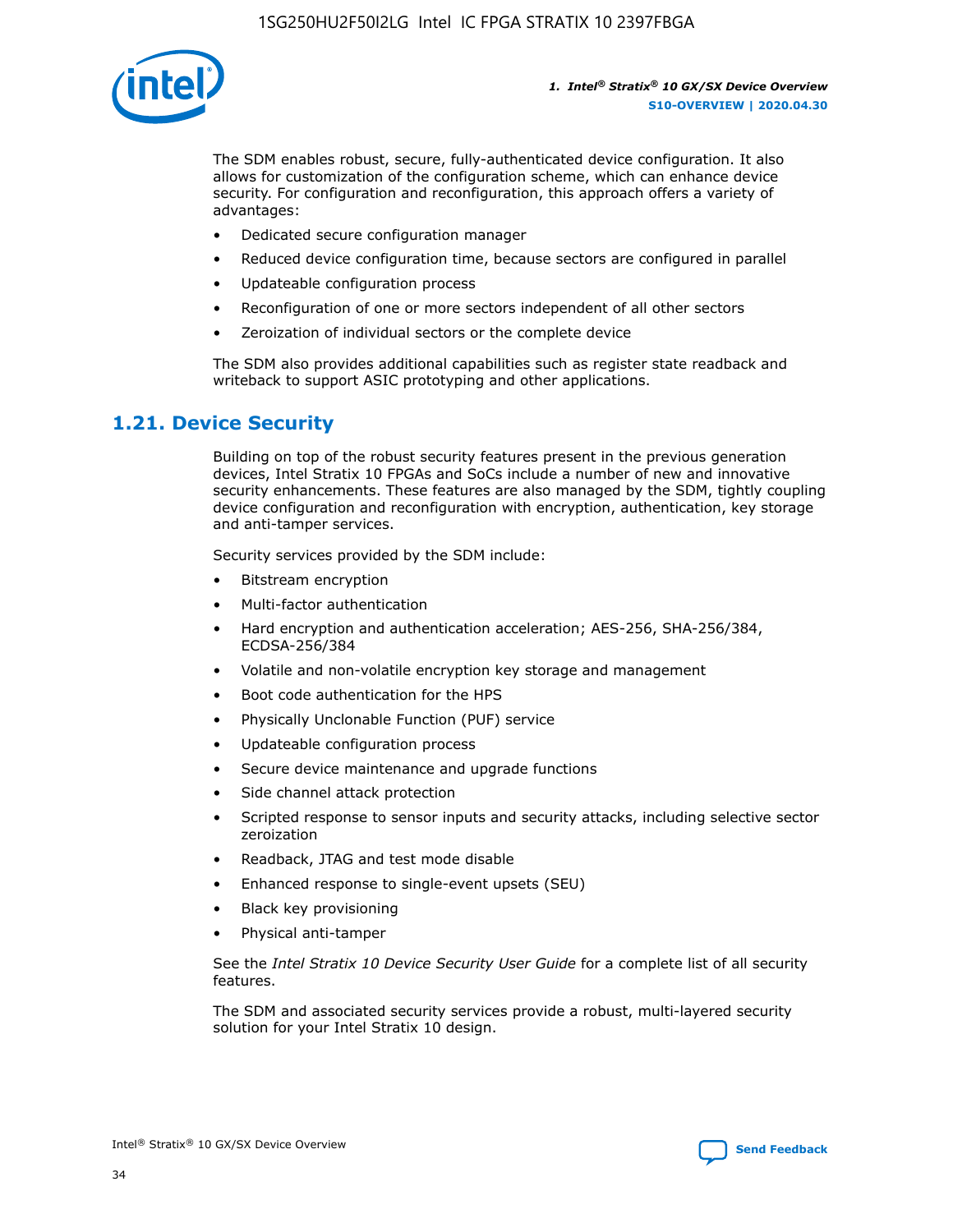The SDM enables robust, secure, fully-authenticated device configuration. It also allows for customization of the configuration scheme, which can enhance device security. For configuration and reconfiguration, this approach offers a variety of advantages:

- Dedicated secure configuration manager
- Reduced device configuration time, because sectors are configured in parallel
- Updateable configuration process
- Reconfiguration of one or more sectors independent of all other sectors
- Zeroization of individual sectors or the complete device

The SDM also provides additional capabilities such as register state readback and writeback to support ASIC prototyping and other applications.

## 1.21. Device Security

Building on top of the robust security features present in the previous generation devices, Intel Stratix 10 FPGAs and SoCs include a number of new and innovative security enhancements. These features are also managed by the SDM, tightly coupling device configuration and reconfiguration with encryption, authentication, key storage and anti-tamper services.

Security services provided by the SDM include:

- Bitstream encryption
- Multi-factor authentication
- Hard encryption and authentication acceleration; AES-256, SHA-256/384, ECDSA-256/384
- Volatile and non-volatile encryption key storage and management
- Boot code authentication for the HPS
- Physically Unclonable Function (PUF) service
- Updateable configuration process
- Secure device maintenance and upgrade functions
- Side channel attack protection
- Scripted response to sensor inputs and security attacks, including selective sector zeroization
- Readback, JTAG and test mode disable
- Enhanced response to single-event upsets (SEU)
- Black key provisioning
- Physical anti-tamper

See the *Intel Stratix 10 Device Security User Guide* for a complete list of all security features.

The SDM and associated security services provide a robust, multi-layered security solution for your Intel Stratix 10 design.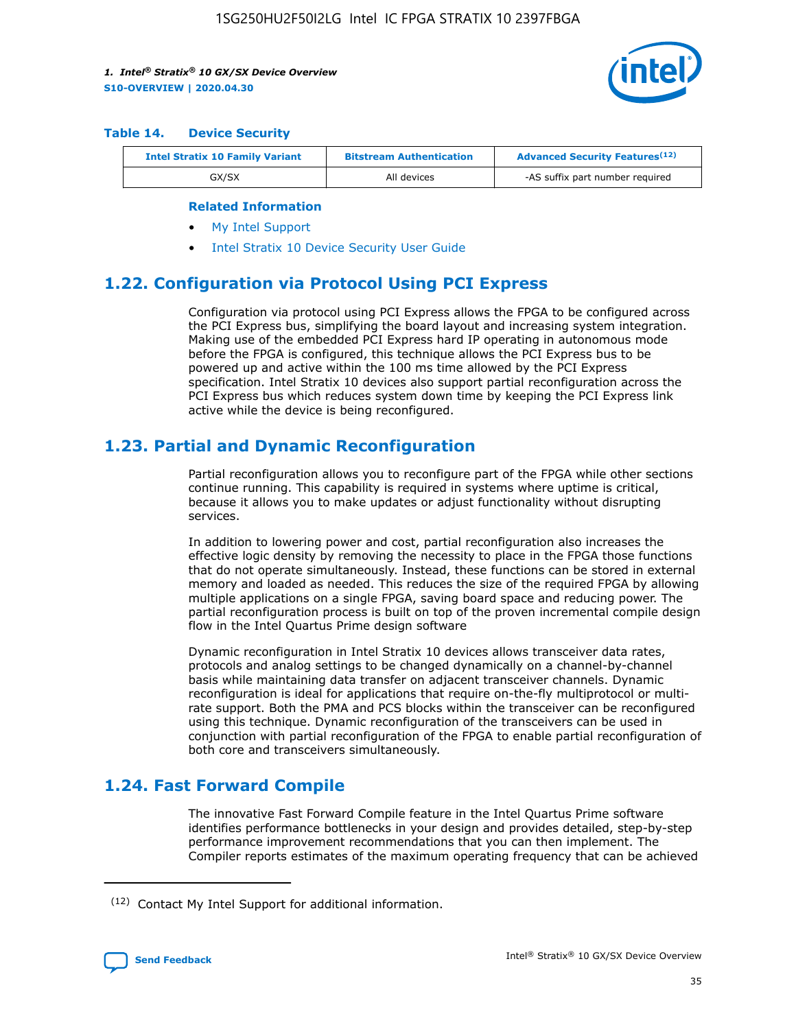**Table 14. Device Security**

| Intel Stratix 10 Family Variant | Bitstream Authentication | Advanced Security Features[12] |
|---|---|---|
| GX/SX | All devices | -AS suffix part number required |

**Related Information**

- My Intel Support
- Intel Stratix 10 Device Security User Guide

## 1.22. Configuration via Protocol Using PCI Express

Configuration via protocol using PCI Express allows the FPGA to be configured across the PCI Express bus, simplifying the board layout and increasing system integration. Making use of the embedded PCI Express hard IP operating in autonomous mode before the FPGA is configured, this technique allows the PCI Express bus to be powered up and active within the 100 ms time allowed by the PCI Express specification. Intel Stratix 10 devices also support partial reconfiguration across the PCI Express bus which reduces system down time by keeping the PCI Express link active while the device is being reconfigured.

## 1.23. Partial and Dynamic Reconfiguration

Partial reconfiguration allows you to reconfigure part of the FPGA while other sections continue running. This capability is required in systems where uptime is critical, because it allows you to make updates or adjust functionality without disrupting services.

In addition to lowering power and cost, partial reconfiguration also increases the effective logic density by removing the necessity to place in the FPGA those functions that do not operate simultaneously. Instead, these functions can be stored in external memory and loaded as needed. This reduces the size of the required FPGA by allowing multiple applications on a single FPGA, saving board space and reducing power. The partial reconfiguration process is built on top of the proven incremental compile design flow in the Intel Quartus Prime design software

Dynamic reconfiguration in Intel Stratix 10 devices allows transceiver data rates, protocols and analog settings to be changed dynamically on a channel-by-channel basis while maintaining data transfer on adjacent transceiver channels. Dynamic reconfiguration is ideal for applications that require on-the-fly multiprotocol or multi-rate support. Both the PMA and PCS blocks within the transceiver can be reconfigured using this technique. Dynamic reconfiguration of the transceivers can be used in conjunction with partial reconfiguration of the FPGA to enable partial reconfiguration of both core and transceivers simultaneously.

## 1.24. Fast Forward Compile

The innovative Fast Forward Compile feature in the Intel Quartus Prime software identifies performance bottlenecks in your design and provides detailed, step-by-step performance improvement recommendations that you can then implement. The Compiler reports estimates of the maximum operating frequency that can be achieved

[12] Contact My Intel Support for additional information.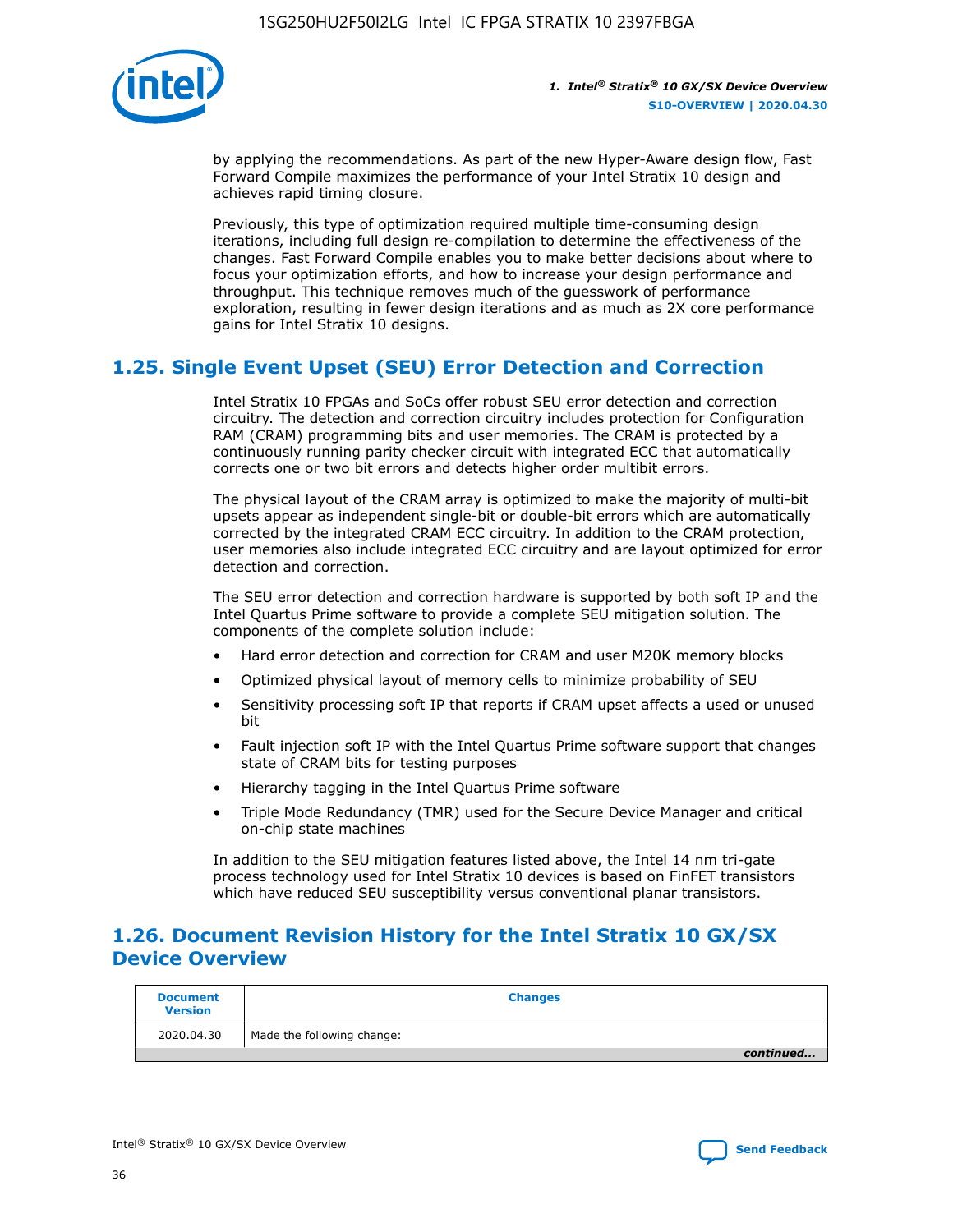by applying the recommendations. As part of the new Hyper-Aware design flow, Fast Forward Compile maximizes the performance of your Intel Stratix 10 design and achieves rapid timing closure.

Previously, this type of optimization required multiple time-consuming design iterations, including full design re-compilation to determine the effectiveness of the changes. Fast Forward Compile enables you to make better decisions about where to focus your optimization efforts, and how to increase your design performance and throughput. This technique removes much of the guesswork of performance exploration, resulting in fewer design iterations and as much as 2X core performance gains for Intel Stratix 10 designs.

## 1.25. Single Event Upset (SEU) Error Detection and Correction

Intel Stratix 10 FPGAs and SoCs offer robust SEU error detection and correction circuitry. The detection and correction circuitry includes protection for Configuration RAM (CRAM) programming bits and user memories. The CRAM is protected by a continuously running parity checker circuit with integrated ECC that automatically corrects one or two bit errors and detects higher order multibit errors.

The physical layout of the CRAM array is optimized to make the majority of multi-bit upsets appear as independent single-bit or double-bit errors which are automatically corrected by the integrated CRAM ECC circuitry. In addition to the CRAM protection, user memories also include integrated ECC circuitry and are layout optimized for error detection and correction.

The SEU error detection and correction hardware is supported by both soft IP and the Intel Quartus Prime software to provide a complete SEU mitigation solution. The components of the complete solution include:

- Hard error detection and correction for CRAM and user M20K memory blocks
- Optimized physical layout of memory cells to minimize probability of SEU
- Sensitivity processing soft IP that reports if CRAM upset affects a used or unused bit
- Fault injection soft IP with the Intel Quartus Prime software support that changes state of CRAM bits for testing purposes
- Hierarchy tagging in the Intel Quartus Prime software
- Triple Mode Redundancy (TMR) used for the Secure Device Manager and critical on-chip state machines

In addition to the SEU mitigation features listed above, the Intel 14 nm tri-gate process technology used for Intel Stratix 10 devices is based on FinFET transistors which have reduced SEU susceptibility versus conventional planar transistors.

## 1.26. Document Revision History for the Intel Stratix 10 GX/SX Device Overview

| Document Version | Changes |
| --- | --- |
| 2020.04.30 | Made the following change: |

*continued...*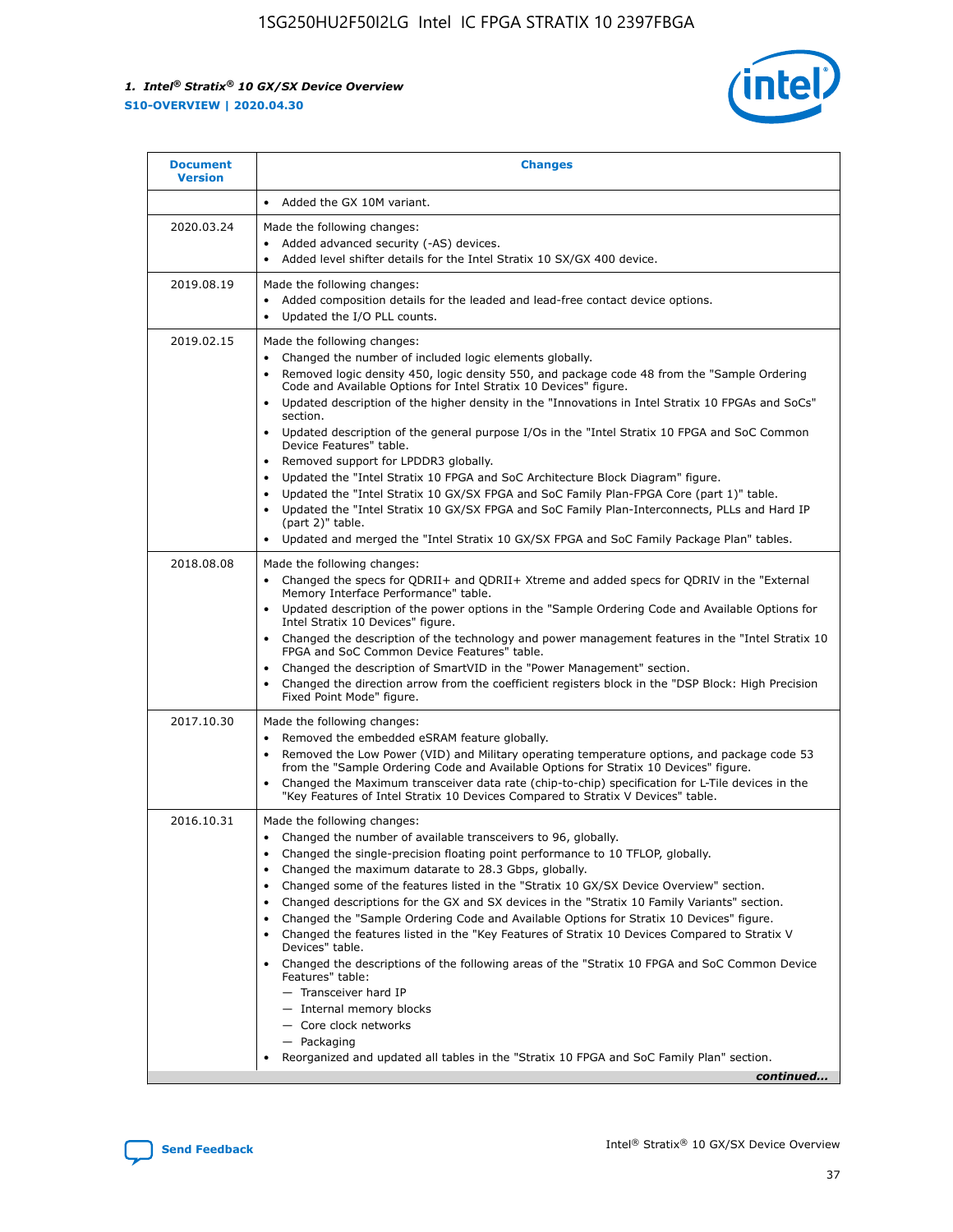| Document Version | Changes |
| --- | --- |
| | • Added the GX 10M variant. |
| 2020.03.24 | Made the following changes:<br>• Added advanced security (-AS) devices.<br>• Added level shifter details for the Intel Stratix 10 SX/GX 400 device. |
| 2019.08.19 | Made the following changes:<br>• Added composition details for the leaded and lead-free contact device options.<br>• Updated the I/O PLL counts. |
| 2019.02.15 | Made the following changes:<br>• Changed the number of included logic elements globally.<br>• Removed logic density 450, logic density 550, and package code 48 from the "Sample Ordering Code and Available Options for Intel Stratix 10 Devices" figure.<br>• Updated description of the higher density in the "Innovations in Intel Stratix 10 FPGAs and SoCs" section.<br>• Updated description of the general purpose I/Os in the "Intel Stratix 10 FPGA and SoC Common Device Features" table.<br>• Removed support for LPDDR3 globally.<br>• Updated the "Intel Stratix 10 FPGA and SoC Architecture Block Diagram" figure.<br>• Updated the "Intel Stratix 10 GX/SX FPGA and SoC Family Plan-FPGA Core (part 1)" table.<br>• Updated the "Intel Stratix 10 GX/SX FPGA and SoC Family Plan-Interconnects, PLLs and Hard IP (part 2)" table.<br>• Updated and merged the "Intel Stratix 10 GX/SX FPGA and SoC Family Package Plan" tables. |
| 2018.08.08 | Made the following changes:<br>• Changed the specs for QDRII+ and QDRII+ Xtreme and added specs for QDRIV in the "External Memory Interface Performance" table.<br>• Updated description of the power options in the "Sample Ordering Code and Available Options for Intel Stratix 10 Devices" figure.<br>• Changed the description of the technology and power management features in the "Intel Stratix 10 FPGA and SoC Common Device Features" table.<br>• Changed the description of SmartVID in the "Power Management" section.<br>• Changed the direction arrow from the coefficient registers block in the "DSP Block: High Precision Fixed Point Mode" figure. |
| 2017.10.30 | Made the following changes:<br>• Removed the embedded eSRAM feature globally.<br>• Removed the Low Power (VID) and Military operating temperature options, and package code 53 from the "Sample Ordering Code and Available Options for Intel Stratix 10 Devices" figure.<br>• Changed the Maximum transceiver data rate (chip-to-chip) specification for L-Tile devices in the "Key Features of Intel Stratix 10 Devices Compared to Stratix V Devices" table. |
| 2016.10.31 | Made the following changes:<br>• Changed the number of available transceivers to 96, globally.<br>• Changed the single-precision floating point performance to 10 TFLOP, globally.<br>• Changed the maximum datarate to 28.3 Gbps, globally.<br>• Changed some of the features listed in the "Stratix 10 GX/SX Device Overview" section.<br>• Changed descriptions for the GX and SX devices in the "Stratix 10 Family Variants" section.<br>• Changed the "Sample Ordering Code and Available Options for Stratix 10 Devices" figure.<br>• Changed the features listed in the "Key Features of Stratix 10 Devices Compared to Stratix V Devices" table.<br>• Changed the descriptions of the following areas of the "Stratix 10 FPGA and SoC Common Device Features" table:<br>— Transceiver hard IP<br>— Internal memory blocks<br>— Core clock networks<br>— Packaging<br>• Reorganized and updated all tables in the "Stratix 10 FPGA and SoC Family Plan" section. |

*continued...*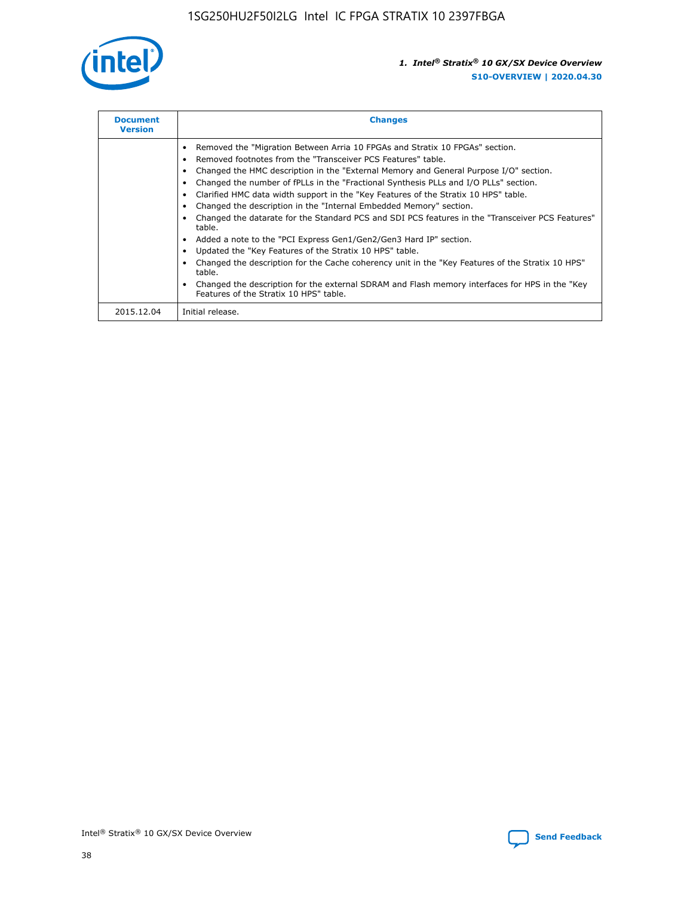| Document Version | Changes |
| --- | --- |
| | • Removed the "Migration Between Arria 10 FPGAs and Stratix 10 FPGAs" section.<br>• Removed footnotes from the "Transceiver PCS Features" table.<br>• Changed the HMC description in the "External Memory and General Purpose I/O" section.<br>• Changed the number of fPLLs in the "Fractional Synthesis PLLs and I/O PLLs" section.<br>• Clarified HMC data width support in the "Key Features of the Stratix 10 HPS" table.<br>• Changed the description in the "Internal Embedded Memory" section.<br>• Changed the datarate for the Standard PCS and SDI PCS features in the "Transceiver PCS Features" table.<br>• Added a note to the "PCI Express Gen1/Gen2/Gen3 Hard IP" section.<br>• Updated the "Key Features of the Stratix 10 HPS" table.<br>• Changed the description for the Cache coherency unit in the "Key Features of the Stratix 10 HPS" table.<br>• Changed the description for the external SDRAM and Flash memory interfaces for HPS in the "Key Features of the Stratix 10 HPS" table. |
| 2015.12.04 | Initial release. |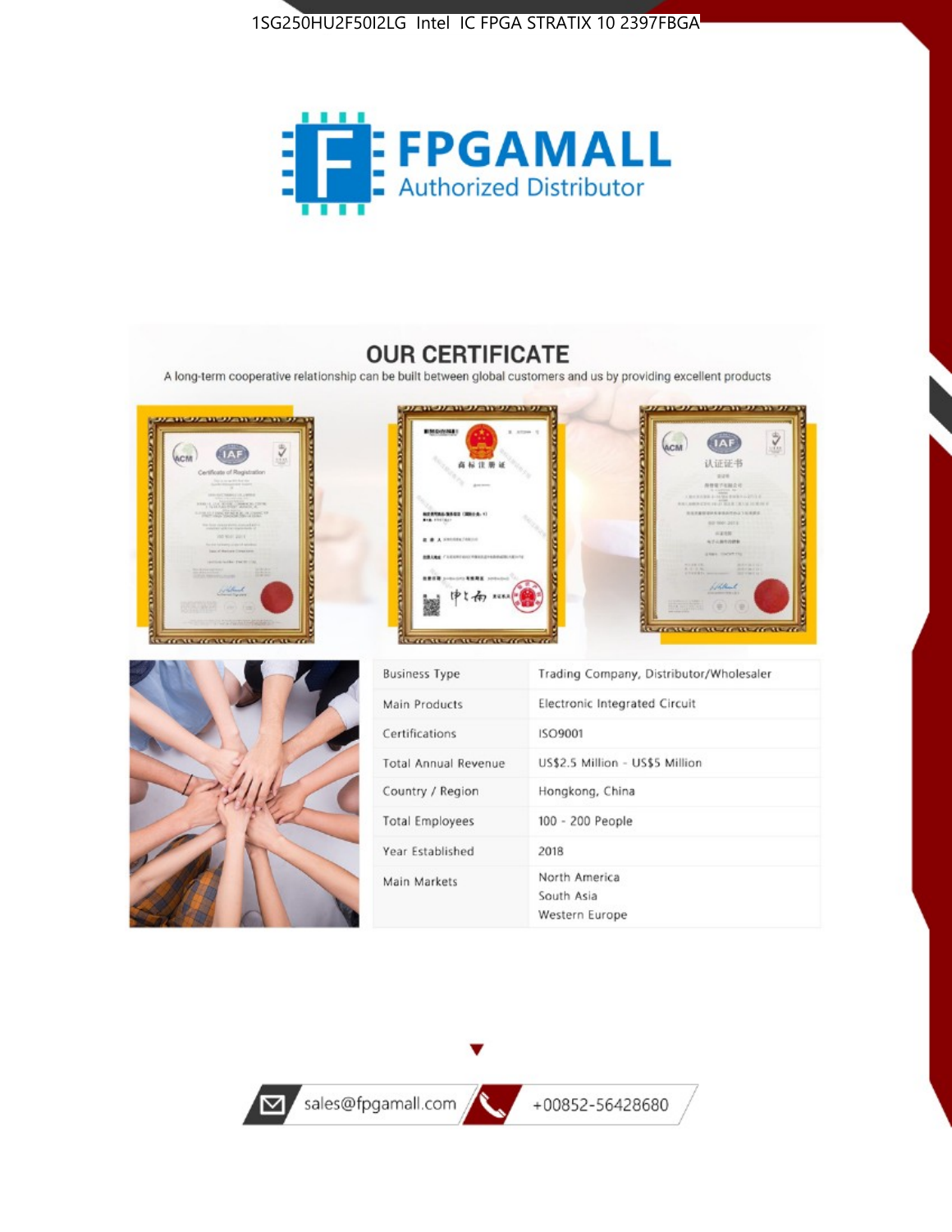FPGAMALL
Authorized Distributor

## OUR CERTIFICATE

A long-term cooperative relationship can be built between global customers and us by providing excellent products

| | |
|---|---|
| Business Type | Trading Company, Distributor/Wholesaler |
| Main Products | Electronic Integrated Circuit |
| Certifications | ISO9001 |
| Total Annual Revenue | US$2.5 Million - US$5 Million |
| Country / Region | Hongkong, China |
| Total Employees | 100 - 200 People |
| Year Established | 2018 |
| Main Markets | North America<br>South Asia<br>Western Europe |

sales@fpgamall.com +00852-56428680